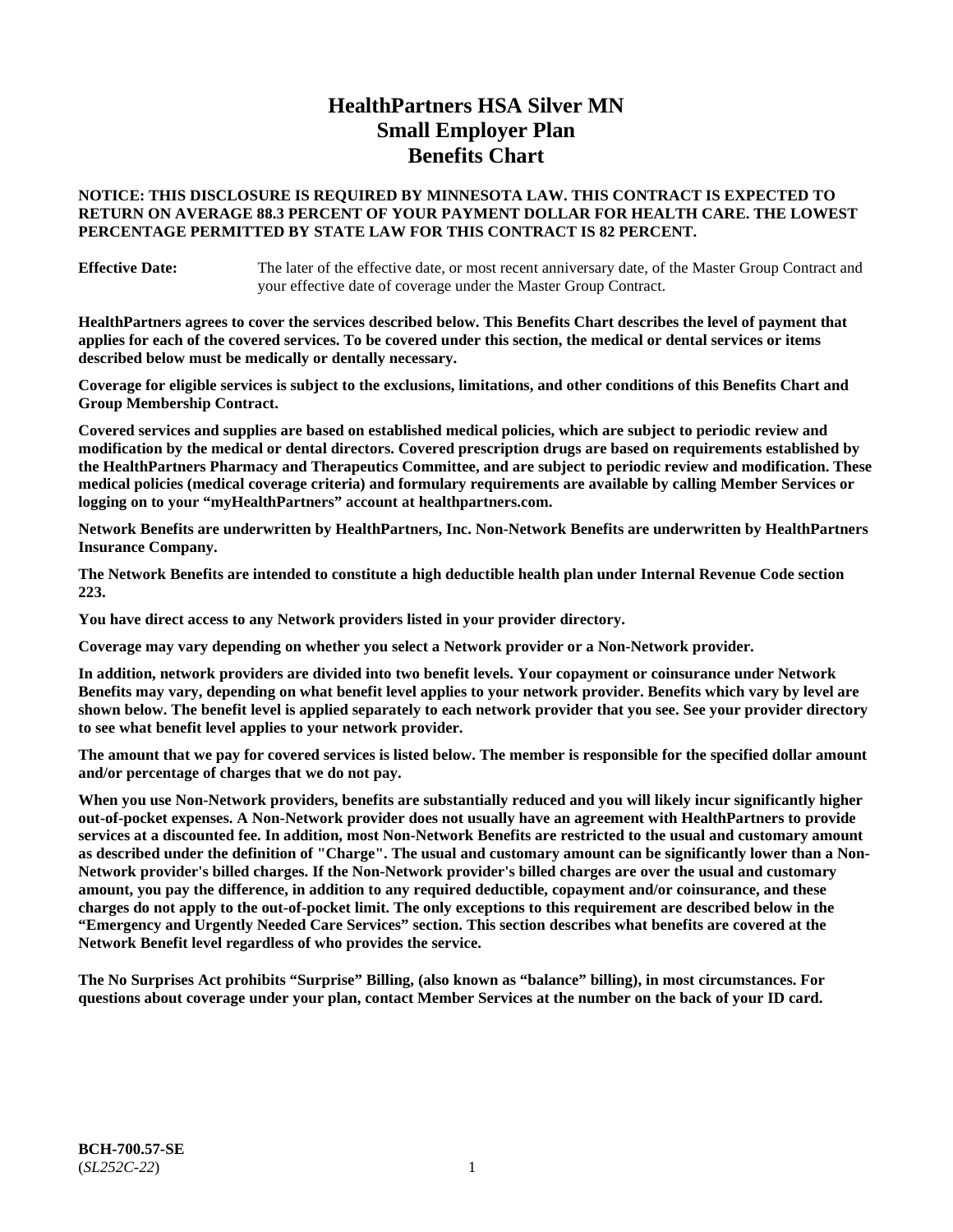# HealthPartners HSA Silver MN Small Employer Plan Benefits Chart

**NOTICE: THIS DISCLOSURE IS REQUIRED BY MINNESOTA LAW. THIS CONTRACT IS EXPECTED TO RETURN ON AVERAGE 88.3 PERCENT OF YOUR PAYMENT DOLLAR FOR HEALTH CARE. THE LOWEST PERCENTAGE PERMITTED BY STATE LAW FOR THIS CONTRACT IS 82 PERCENT.**

**Effective Date:** The later of the effective date, or most recent anniversary date, of the Master Group Contract and your effective date of coverage under the Master Group Contract.

**HealthPartners agrees to cover the services described below. This Benefits Chart describes the level of payment that applies for each of the covered services. To be covered under this section, the medical or dental services or items described below must be medically or dentally necessary.**

**Coverage for eligible services is subject to the exclusions, limitations, and other conditions of this Benefits Chart and Group Membership Contract.**

**Covered services and supplies are based on established medical policies, which are subject to periodic review and modification by the medical or dental directors. Covered prescription drugs are based on requirements established by the HealthPartners Pharmacy and Therapeutics Committee, and are subject to periodic review and modification. These medical policies (medical coverage criteria) and formulary requirements are available by calling Member Services or logging on to your "myHealthPartners" account at healthpartners.com.**

**Network Benefits are underwritten by HealthPartners, Inc. Non-Network Benefits are underwritten by HealthPartners Insurance Company.**

**The Network Benefits are intended to constitute a high deductible health plan under Internal Revenue Code section 223.**

**You have direct access to any Network providers listed in your provider directory.**

**Coverage may vary depending on whether you select a Network provider or a Non-Network provider.**

**In addition, network providers are divided into two benefit levels. Your copayment or coinsurance under Network Benefits may vary, depending on what benefit level applies to your network provider. Benefits which vary by level are shown below. The benefit level is applied separately to each network provider that you see. See your provider directory to see what benefit level applies to your network provider.**

**The amount that we pay for covered services is listed below. The member is responsible for the specified dollar amount and/or percentage of charges that we do not pay.**

**When you use Non-Network providers, benefits are substantially reduced and you will likely incur significantly higher out-of-pocket expenses. A Non-Network provider does not usually have an agreement with HealthPartners to provide services at a discounted fee. In addition, most Non-Network Benefits are restricted to the usual and customary amount as described under the definition of "Charge". The usual and customary amount can be significantly lower than a Non-Network provider's billed charges. If the Non-Network provider's billed charges are over the usual and customary amount, you pay the difference, in addition to any required deductible, copayment and/or coinsurance, and these charges do not apply to the out-of-pocket limit. The only exceptions to this requirement are described below in the "Emergency and Urgently Needed Care Services" section. This section describes what benefits are covered at the Network Benefit level regardless of who provides the service.**

**The No Surprises Act prohibits "Surprise" Billing, (also known as "balance" billing), in most circumstances. For questions about coverage under your plan, contact Member Services at the number on the back of your ID card.**

**BCH-700.57-SE**
(*SL252C-22*)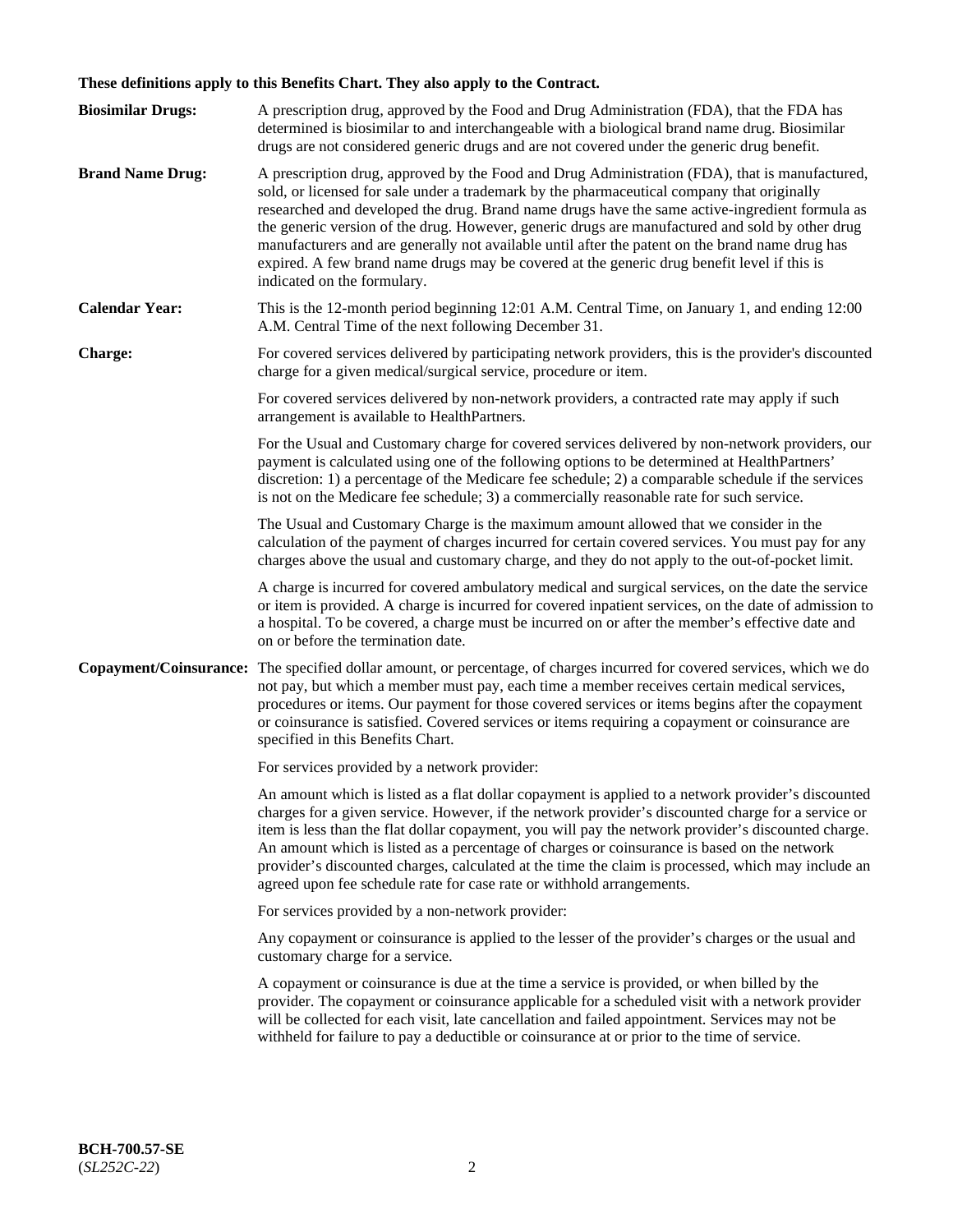**These definitions apply to this Benefits Chart. They also apply to the Contract.**

**Biosimilar Drugs:** A prescription drug, approved by the Food and Drug Administration (FDA), that the FDA has determined is biosimilar to and interchangeable with a biological brand name drug. Biosimilar drugs are not considered generic drugs and are not covered under the generic drug benefit.

**Brand Name Drug:** A prescription drug, approved by the Food and Drug Administration (FDA), that is manufactured, sold, or licensed for sale under a trademark by the pharmaceutical company that originally researched and developed the drug. Brand name drugs have the same active-ingredient formula as the generic version of the drug. However, generic drugs are manufactured and sold by other drug manufacturers and are generally not available until after the patent on the brand name drug has expired. A few brand name drugs may be covered at the generic drug benefit level if this is indicated on the formulary.

**Calendar Year:** This is the 12-month period beginning 12:01 A.M. Central Time, on January 1, and ending 12:00 A.M. Central Time of the next following December 31.

**Charge:** For covered services delivered by participating network providers, this is the provider's discounted charge for a given medical/surgical service, procedure or item.

For covered services delivered by non-network providers, a contracted rate may apply if such arrangement is available to HealthPartners.

For the Usual and Customary charge for covered services delivered by non-network providers, our payment is calculated using one of the following options to be determined at HealthPartners' discretion: 1) a percentage of the Medicare fee schedule; 2) a comparable schedule if the services is not on the Medicare fee schedule; 3) a commercially reasonable rate for such service.

The Usual and Customary Charge is the maximum amount allowed that we consider in the calculation of the payment of charges incurred for certain covered services. You must pay for any charges above the usual and customary charge, and they do not apply to the out-of-pocket limit.

A charge is incurred for covered ambulatory medical and surgical services, on the date the service or item is provided. A charge is incurred for covered inpatient services, on the date of admission to a hospital. To be covered, a charge must be incurred on or after the member's effective date and on or before the termination date.

**Copayment/Coinsurance:** The specified dollar amount, or percentage, of charges incurred for covered services, which we do not pay, but which a member must pay, each time a member receives certain medical services, procedures or items. Our payment for those covered services or items begins after the copayment or coinsurance is satisfied. Covered services or items requiring a copayment or coinsurance are specified in this Benefits Chart.

For services provided by a network provider:

An amount which is listed as a flat dollar copayment is applied to a network provider's discounted charges for a given service. However, if the network provider's discounted charge for a service or item is less than the flat dollar copayment, you will pay the network provider's discounted charge. An amount which is listed as a percentage of charges or coinsurance is based on the network provider's discounted charges, calculated at the time the claim is processed, which may include an agreed upon fee schedule rate for case rate or withhold arrangements.

For services provided by a non-network provider:

Any copayment or coinsurance is applied to the lesser of the provider's charges or the usual and customary charge for a service.

A copayment or coinsurance is due at the time a service is provided, or when billed by the provider. The copayment or coinsurance applicable for a scheduled visit with a network provider will be collected for each visit, late cancellation and failed appointment. Services may not be withheld for failure to pay a deductible or coinsurance at or prior to the time of service.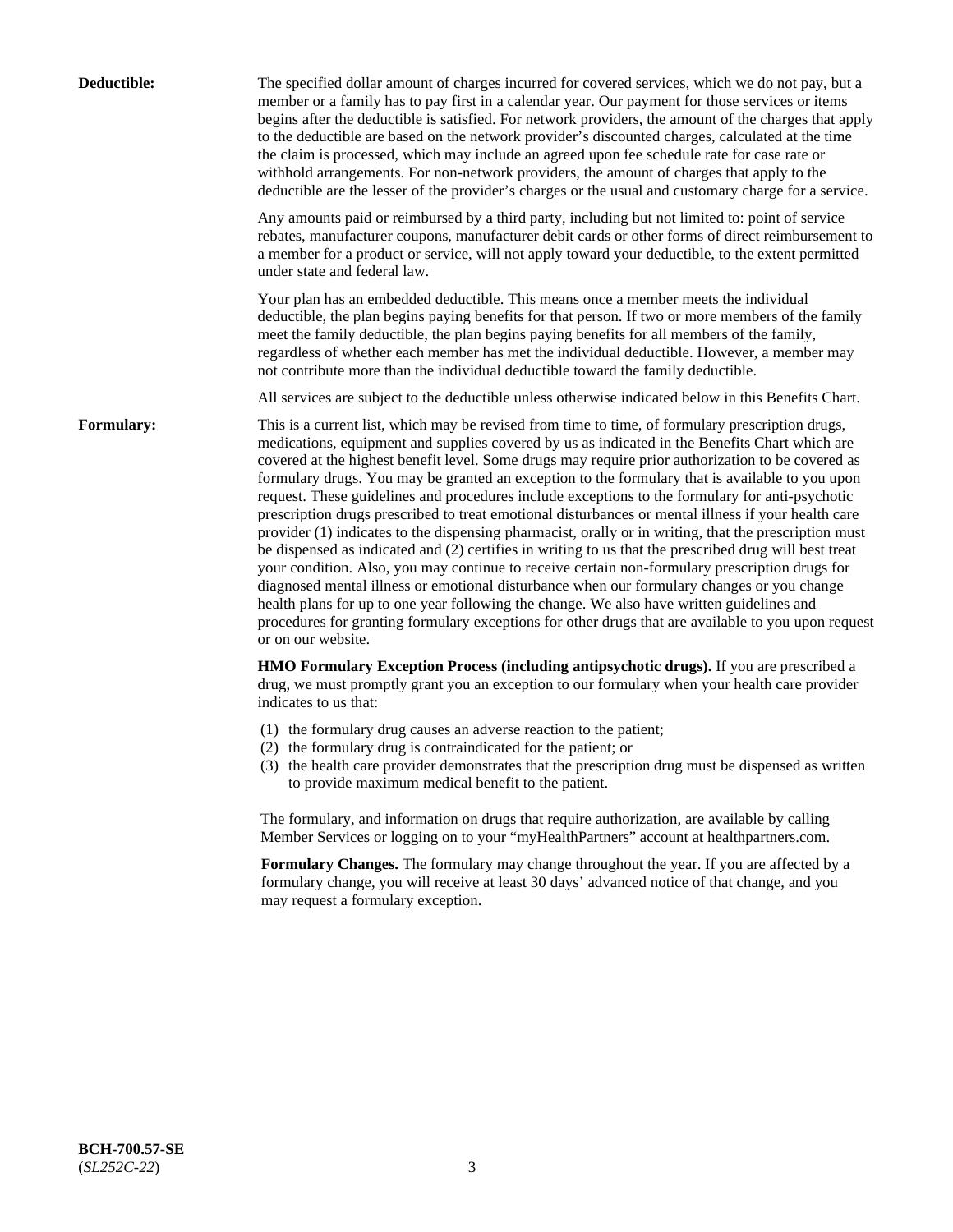**Deductible:** The specified dollar amount of charges incurred for covered services, which we do not pay, but a member or a family has to pay first in a calendar year. Our payment for those services or items begins after the deductible is satisfied. For network providers, the amount of the charges that apply to the deductible are based on the network provider's discounted charges, calculated at the time the claim is processed, which may include an agreed upon fee schedule rate for case rate or withhold arrangements. For non-network providers, the amount of charges that apply to the deductible are the lesser of the provider's charges or the usual and customary charge for a service.

Any amounts paid or reimbursed by a third party, including but not limited to: point of service rebates, manufacturer coupons, manufacturer debit cards or other forms of direct reimbursement to a member for a product or service, will not apply toward your deductible, to the extent permitted under state and federal law.

Your plan has an embedded deductible. This means once a member meets the individual deductible, the plan begins paying benefits for that person. If two or more members of the family meet the family deductible, the plan begins paying benefits for all members of the family, regardless of whether each member has met the individual deductible. However, a member may not contribute more than the individual deductible toward the family deductible.

All services are subject to the deductible unless otherwise indicated below in this Benefits Chart.

**Formulary:** This is a current list, which may be revised from time to time, of formulary prescription drugs, medications, equipment and supplies covered by us as indicated in the Benefits Chart which are covered at the highest benefit level. Some drugs may require prior authorization to be covered as formulary drugs. You may be granted an exception to the formulary that is available to you upon request. These guidelines and procedures include exceptions to the formulary for anti-psychotic prescription drugs prescribed to treat emotional disturbances or mental illness if your health care provider (1) indicates to the dispensing pharmacist, orally or in writing, that the prescription must be dispensed as indicated and (2) certifies in writing to us that the prescribed drug will best treat your condition. Also, you may continue to receive certain non-formulary prescription drugs for diagnosed mental illness or emotional disturbance when our formulary changes or you change health plans for up to one year following the change. We also have written guidelines and procedures for granting formulary exceptions for other drugs that are available to you upon request or on our website.

**HMO Formulary Exception Process (including antipsychotic drugs).** If you are prescribed a drug, we must promptly grant you an exception to our formulary when your health care provider indicates to us that:

(1) the formulary drug causes an adverse reaction to the patient;
(2) the formulary drug is contraindicated for the patient; or
(3) the health care provider demonstrates that the prescription drug must be dispensed as written to provide maximum medical benefit to the patient.

The formulary, and information on drugs that require authorization, are available by calling Member Services or logging on to your "myHealthPartners" account at healthpartners.com.

**Formulary Changes.** The formulary may change throughout the year. If you are affected by a formulary change, you will receive at least 30 days' advanced notice of that change, and you may request a formulary exception.

**BCH-700.57-SE**
(*SL252C-22*)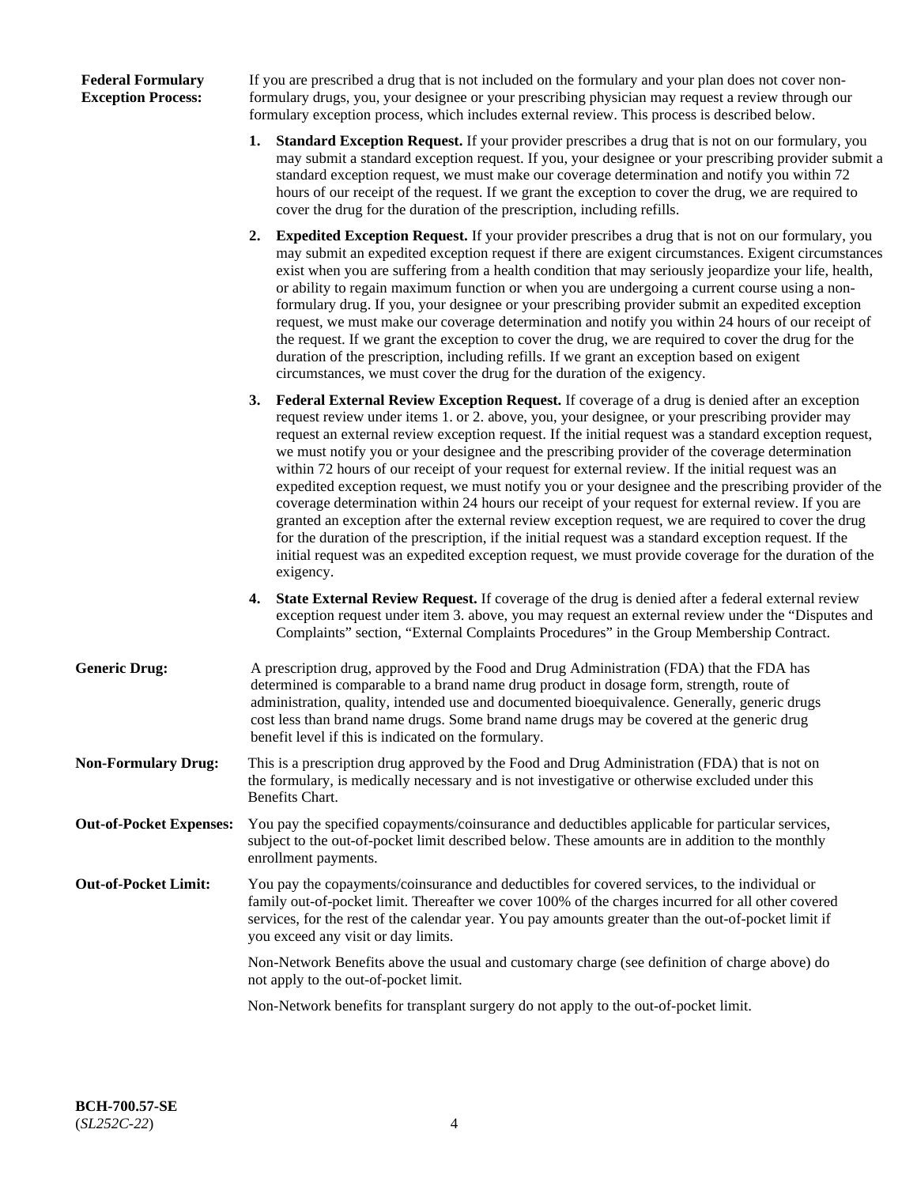**Federal Formulary Exception Process:** If you are prescribed a drug that is not included on the formulary and your plan does not cover non-formulary drugs, you, your designee or your prescribing physician may request a review through our formulary exception process, which includes external review. This process is described below.

1. **Standard Exception Request.** If your provider prescribes a drug that is not on our formulary, you may submit a standard exception request. If you, your designee or your prescribing provider submit a standard exception request, we must make our coverage determination and notify you within 72 hours of our receipt of the request. If we grant the exception to cover the drug, we are required to cover the drug for the duration of the prescription, including refills.

2. **Expedited Exception Request.** If your provider prescribes a drug that is not on our formulary, you may submit an expedited exception request if there are exigent circumstances. Exigent circumstances exist when you are suffering from a health condition that may seriously jeopardize your life, health, or ability to regain maximum function or when you are undergoing a current course using a non-formulary drug. If you, your designee or your prescribing provider submit an expedited exception request, we must make our coverage determination and notify you within 24 hours of our receipt of the request. If we grant the exception to cover the drug, we are required to cover the drug for the duration of the prescription, including refills. If we grant an exception based on exigent circumstances, we must cover the drug for the duration of the exigency.

3. **Federal External Review Exception Request.** If coverage of a drug is denied after an exception request review under items 1. or 2. above, you, your designee, or your prescribing provider may request an external review exception request. If the initial request was a standard exception request, we must notify you or your designee and the prescribing provider of the coverage determination within 72 hours of our receipt of your request for external review. If the initial request was an expedited exception request, we must notify you or your designee and the prescribing provider of the coverage determination within 24 hours our receipt of your request for external review. If you are granted an exception after the external review exception request, we are required to cover the drug for the duration of the prescription, if the initial request was a standard exception request. If the initial request was an expedited exception request, we must provide coverage for the duration of the exigency.

4. **State External Review Request.** If coverage of the drug is denied after a federal external review exception request under item 3. above, you may request an external review under the "Disputes and Complaints" section, "External Complaints Procedures" in the Group Membership Contract.

**Generic Drug:** A prescription drug, approved by the Food and Drug Administration (FDA) that the FDA has determined is comparable to a brand name drug product in dosage form, strength, route of administration, quality, intended use and documented bioequivalence. Generally, generic drugs cost less than brand name drugs. Some brand name drugs may be covered at the generic drug benefit level if this is indicated on the formulary.

**Non-Formulary Drug:** This is a prescription drug approved by the Food and Drug Administration (FDA) that is not on the formulary, is medically necessary and is not investigative or otherwise excluded under this Benefits Chart.

**Out-of-Pocket Expenses:** You pay the specified copayments/coinsurance and deductibles applicable for particular services, subject to the out-of-pocket limit described below. These amounts are in addition to the monthly enrollment payments.

**Out-of-Pocket Limit:** You pay the copayments/coinsurance and deductibles for covered services, to the individual or family out-of-pocket limit. Thereafter we cover 100% of the charges incurred for all other covered services, for the rest of the calendar year. You pay amounts greater than the out-of-pocket limit if you exceed any visit or day limits.

Non-Network Benefits above the usual and customary charge (see definition of charge above) do not apply to the out-of-pocket limit.

Non-Network benefits for transplant surgery do not apply to the out-of-pocket limit.

**BCH-700.57-SE**
(*SL252C-22*)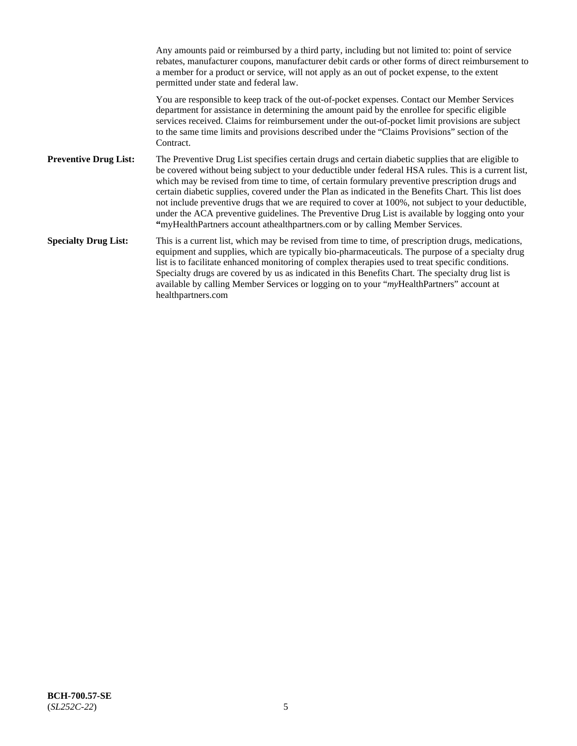Any amounts paid or reimbursed by a third party, including but not limited to: point of service rebates, manufacturer coupons, manufacturer debit cards or other forms of direct reimbursement to a member for a product or service, will not apply as an out of pocket expense, to the extent permitted under state and federal law.

You are responsible to keep track of the out-of-pocket expenses. Contact our Member Services department for assistance in determining the amount paid by the enrollee for specific eligible services received. Claims for reimbursement under the out-of-pocket limit provisions are subject to the same time limits and provisions described under the "Claims Provisions" section of the Contract.

**Preventive Drug List:** The Preventive Drug List specifies certain drugs and certain diabetic supplies that are eligible to be covered without being subject to your deductible under federal HSA rules. This is a current list, which may be revised from time to time, of certain formulary preventive prescription drugs and certain diabetic supplies, covered under the Plan as indicated in the Benefits Chart. This list does not include preventive drugs that we are required to cover at 100%, not subject to your deductible, under the ACA preventive guidelines. The Preventive Drug List is available by logging onto your **"**myHealthPartners account athealthpartners.com or by calling Member Services.

**Specialty Drug List:** This is a current list, which may be revised from time to time, of prescription drugs, medications, equipment and supplies, which are typically bio-pharmaceuticals. The purpose of a specialty drug list is to facilitate enhanced monitoring of complex therapies used to treat specific conditions. Specialty drugs are covered by us as indicated in this Benefits Chart. The specialty drug list is available by calling Member Services or logging on to your "*my*HealthPartners" account at healthpartners.com

**BCH-700.57-SE**
(*SL252C-22*)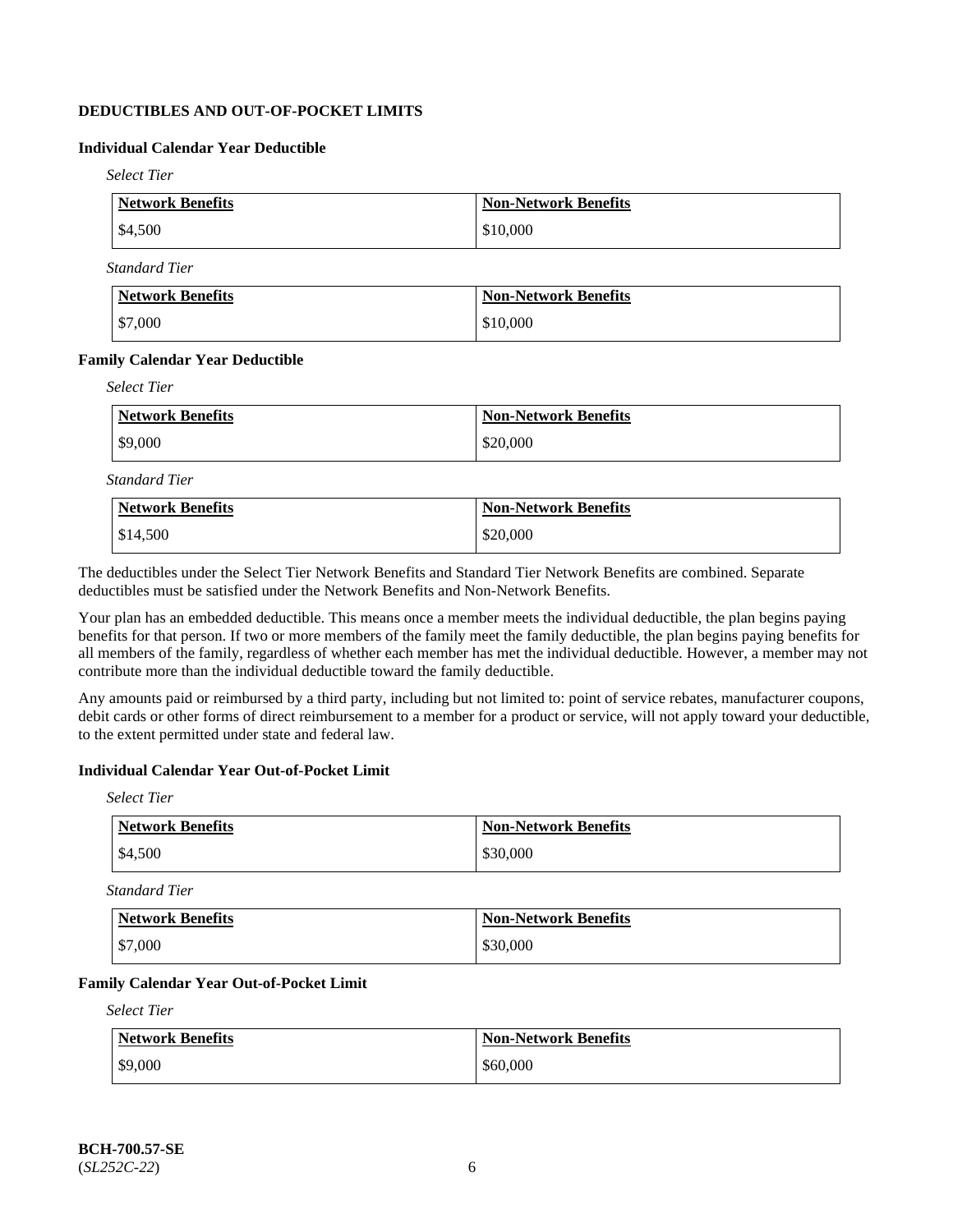**DEDUCTIBLES AND OUT-OF-POCKET LIMITS**

**Individual Calendar Year Deductible**

*Select Tier*

| Network Benefits | Non-Network Benefits |
|---|---|
| $4,500 | $10,000 |

*Standard Tier*

| Network Benefits | Non-Network Benefits |
|---|---|
| $7,000 | $10,000 |

**Family Calendar Year Deductible**

*Select Tier*

| Network Benefits | Non-Network Benefits |
|---|---|
| $9,000 | $20,000 |

*Standard Tier*

| Network Benefits | Non-Network Benefits |
|---|---|
| $14,500 | $20,000 |

The deductibles under the Select Tier Network Benefits and Standard Tier Network Benefits are combined. Separate deductibles must be satisfied under the Network Benefits and Non-Network Benefits.

Your plan has an embedded deductible. This means once a member meets the individual deductible, the plan begins paying benefits for that person. If two or more members of the family meet the family deductible, the plan begins paying benefits for all members of the family, regardless of whether each member has met the individual deductible. However, a member may not contribute more than the individual deductible toward the family deductible.

Any amounts paid or reimbursed by a third party, including but not limited to: point of service rebates, manufacturer coupons, debit cards or other forms of direct reimbursement to a member for a product or service, will not apply toward your deductible, to the extent permitted under state and federal law.

**Individual Calendar Year Out-of-Pocket Limit**

*Select Tier*

| Network Benefits | Non-Network Benefits |
|---|---|
| $4,500 | $30,000 |

*Standard Tier*

| Network Benefits | Non-Network Benefits |
|---|---|
| $7,000 | $30,000 |

**Family Calendar Year Out-of-Pocket Limit**

*Select Tier*

| Network Benefits | Non-Network Benefits |
|---|---|
| $9,000 | $60,000 |

**BCH-700.57-SE**
(*SL252C-22*)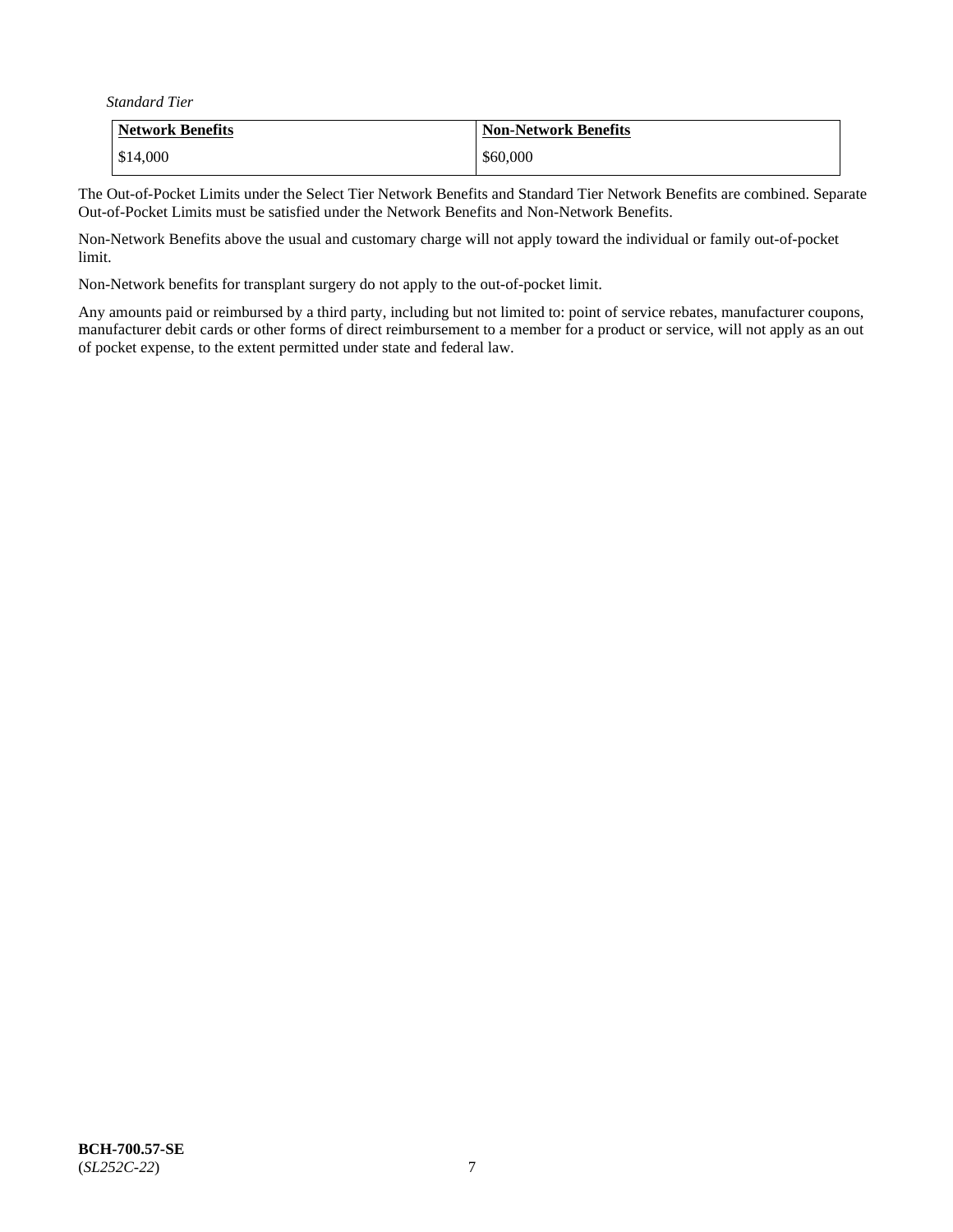*Standard Tier*

| Network Benefits | Non-Network Benefits |
|---|---|
| $14,000 | $60,000 |

The Out-of-Pocket Limits under the Select Tier Network Benefits and Standard Tier Network Benefits are combined. Separate Out-of-Pocket Limits must be satisfied under the Network Benefits and Non-Network Benefits.

Non-Network Benefits above the usual and customary charge will not apply toward the individual or family out-of-pocket limit.

Non-Network benefits for transplant surgery do not apply to the out-of-pocket limit.

Any amounts paid or reimbursed by a third party, including but not limited to: point of service rebates, manufacturer coupons, manufacturer debit cards or other forms of direct reimbursement to a member for a product or service, will not apply as an out of pocket expense, to the extent permitted under state and federal law.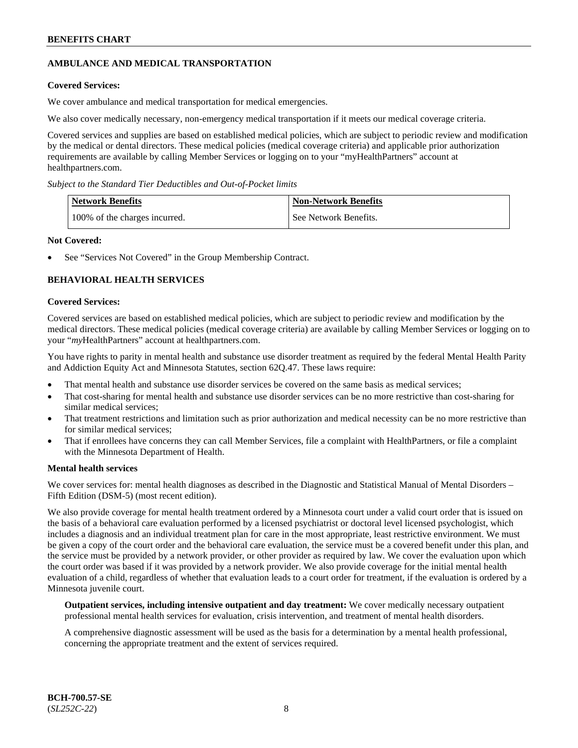## AMBULANCE AND MEDICAL TRANSPORTATION

**Covered Services:**

We cover ambulance and medical transportation for medical emergencies.

We also cover medically necessary, non-emergency medical transportation if it meets our medical coverage criteria.

Covered services and supplies are based on established medical policies, which are subject to periodic review and modification by the medical or dental directors. These medical policies (medical coverage criteria) and applicable prior authorization requirements are available by calling Member Services or logging on to your "myHealthPartners" account at healthpartners.com.

*Subject to the Standard Tier Deductibles and Out-of-Pocket limits*

| Network Benefits | Non-Network Benefits |
|---|---|
| 100% of the charges incurred. | See Network Benefits. |

**Not Covered:**

- See "Services Not Covered" in the Group Membership Contract.

## BEHAVIORAL HEALTH SERVICES

**Covered Services:**

Covered services are based on established medical policies, which are subject to periodic review and modification by the medical directors. These medical policies (medical coverage criteria) are available by calling Member Services or logging on to your "*my*HealthPartners" account at healthpartners.com.

You have rights to parity in mental health and substance use disorder treatment as required by the federal Mental Health Parity and Addiction Equity Act and Minnesota Statutes, section 62Q.47. These laws require:

- That mental health and substance use disorder services be covered on the same basis as medical services;
- That cost-sharing for mental health and substance use disorder services can be no more restrictive than cost-sharing for similar medical services;
- That treatment restrictions and limitation such as prior authorization and medical necessity can be no more restrictive than for similar medical services;
- That if enrollees have concerns they can call Member Services, file a complaint with HealthPartners, or file a complaint with the Minnesota Department of Health.

**Mental health services**

We cover services for: mental health diagnoses as described in the Diagnostic and Statistical Manual of Mental Disorders – Fifth Edition (DSM-5) (most recent edition).

We also provide coverage for mental health treatment ordered by a Minnesota court under a valid court order that is issued on the basis of a behavioral care evaluation performed by a licensed psychiatrist or doctoral level licensed psychologist, which includes a diagnosis and an individual treatment plan for care in the most appropriate, least restrictive environment. We must be given a copy of the court order and the behavioral care evaluation, the service must be a covered benefit under this plan, and the service must be provided by a network provider, or other provider as required by law. We cover the evaluation upon which the court order was based if it was provided by a network provider. We also provide coverage for the initial mental health evaluation of a child, regardless of whether that evaluation leads to a court order for treatment, if the evaluation is ordered by a Minnesota juvenile court.

**Outpatient services, including intensive outpatient and day treatment:** We cover medically necessary outpatient professional mental health services for evaluation, crisis intervention, and treatment of mental health disorders.

A comprehensive diagnostic assessment will be used as the basis for a determination by a mental health professional, concerning the appropriate treatment and the extent of services required.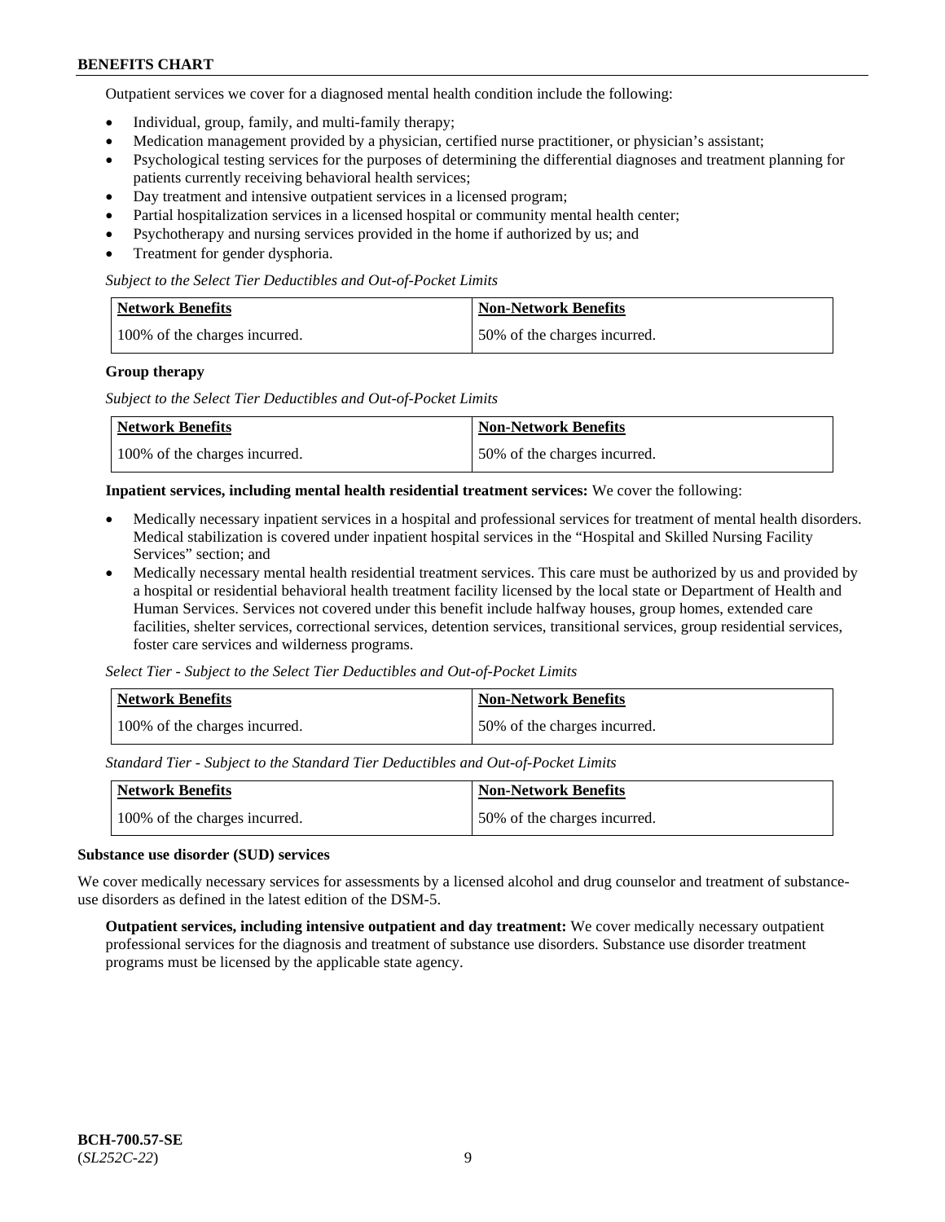Outpatient services we cover for a diagnosed mental health condition include the following:

- Individual, group, family, and multi-family therapy;
- Medication management provided by a physician, certified nurse practitioner, or physician's assistant;
- Psychological testing services for the purposes of determining the differential diagnoses and treatment planning for patients currently receiving behavioral health services;
- Day treatment and intensive outpatient services in a licensed program;
- Partial hospitalization services in a licensed hospital or community mental health center;
- Psychotherapy and nursing services provided in the home if authorized by us; and
- Treatment for gender dysphoria.

*Subject to the Select Tier Deductibles and Out-of-Pocket Limits*

| Network Benefits | Non-Network Benefits |
|---|---|
| 100% of the charges incurred. | 50% of the charges incurred. |

**Group therapy**

*Subject to the Select Tier Deductibles and Out-of-Pocket Limits*

| Network Benefits | Non-Network Benefits |
|---|---|
| 100% of the charges incurred. | 50% of the charges incurred. |

**Inpatient services, including mental health residential treatment services:** We cover the following:

- Medically necessary inpatient services in a hospital and professional services for treatment of mental health disorders. Medical stabilization is covered under inpatient hospital services in the "Hospital and Skilled Nursing Facility Services" section; and
- Medically necessary mental health residential treatment services. This care must be authorized by us and provided by a hospital or residential behavioral health treatment facility licensed by the local state or Department of Health and Human Services. Services not covered under this benefit include halfway houses, group homes, extended care facilities, shelter services, correctional services, detention services, transitional services, group residential services, foster care services and wilderness programs.

*Select Tier - Subject to the Select Tier Deductibles and Out-of-Pocket Limits*

| Network Benefits | Non-Network Benefits |
|---|---|
| 100% of the charges incurred. | 50% of the charges incurred. |

*Standard Tier - Subject to the Standard Tier Deductibles and Out-of-Pocket Limits*

| Network Benefits | Non-Network Benefits |
|---|---|
| 100% of the charges incurred. | 50% of the charges incurred. |

**Substance use disorder (SUD) services**

We cover medically necessary services for assessments by a licensed alcohol and drug counselor and treatment of substance-use disorders as defined in the latest edition of the DSM-5.

**Outpatient services, including intensive outpatient and day treatment:** We cover medically necessary outpatient professional services for the diagnosis and treatment of substance use disorders. Substance use disorder treatment programs must be licensed by the applicable state agency.

BCH-700.57-SE
(*SL252C-22*)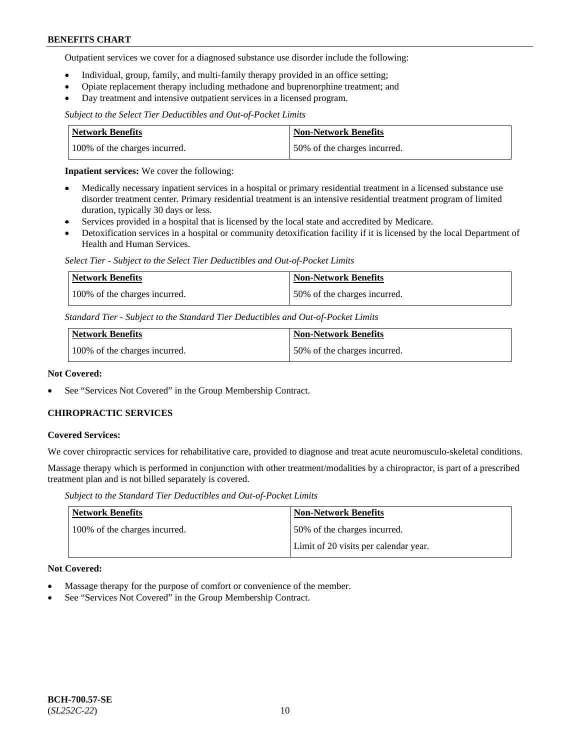Outpatient services we cover for a diagnosed substance use disorder include the following:

- Individual, group, family, and multi-family therapy provided in an office setting;
- Opiate replacement therapy including methadone and buprenorphine treatment; and
- Day treatment and intensive outpatient services in a licensed program.

*Subject to the Select Tier Deductibles and Out-of-Pocket Limits*

| Network Benefits | Non-Network Benefits |
|---|---|
| 100% of the charges incurred. | 50% of the charges incurred. |

**Inpatient services:** We cover the following:

- Medically necessary inpatient services in a hospital or primary residential treatment in a licensed substance use disorder treatment center. Primary residential treatment is an intensive residential treatment program of limited duration, typically 30 days or less.
- Services provided in a hospital that is licensed by the local state and accredited by Medicare.
- Detoxification services in a hospital or community detoxification facility if it is licensed by the local Department of Health and Human Services.

*Select Tier - Subject to the Select Tier Deductibles and Out-of-Pocket Limits*

| Network Benefits | Non-Network Benefits |
|---|---|
| 100% of the charges incurred. | 50% of the charges incurred. |

*Standard Tier - Subject to the Standard Tier Deductibles and Out-of-Pocket Limits*

| Network Benefits | Non-Network Benefits |
|---|---|
| 100% of the charges incurred. | 50% of the charges incurred. |

**Not Covered:**

- See "Services Not Covered" in the Group Membership Contract.

### CHIROPRACTIC SERVICES

**Covered Services:**

We cover chiropractic services for rehabilitative care, provided to diagnose and treat acute neuromusculo-skeletal conditions.

Massage therapy which is performed in conjunction with other treatment/modalities by a chiropractor, is part of a prescribed treatment plan and is not billed separately is covered.

*Subject to the Standard Tier Deductibles and Out-of-Pocket Limits*

| Network Benefits | Non-Network Benefits |
|---|---|
| 100% of the charges incurred. | 50% of the charges incurred.<br>Limit of 20 visits per calendar year. |

**Not Covered:**

- Massage therapy for the purpose of comfort or convenience of the member.
- See "Services Not Covered" in the Group Membership Contract.

**BCH-700.57-SE**
(*SL252C-22*)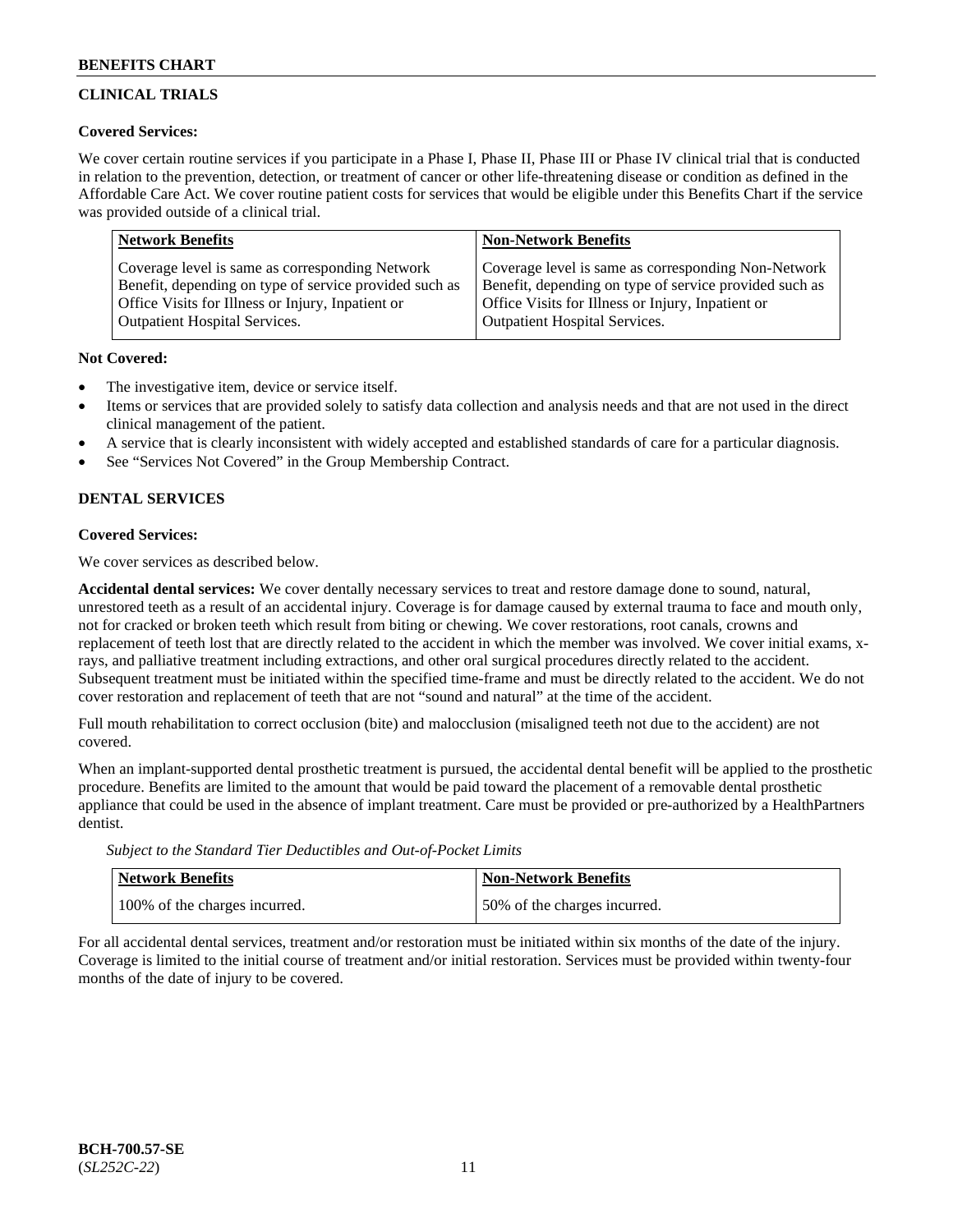## CLINICAL TRIALS

**Covered Services:**

We cover certain routine services if you participate in a Phase I, Phase II, Phase III or Phase IV clinical trial that is conducted in relation to the prevention, detection, or treatment of cancer or other life-threatening disease or condition as defined in the Affordable Care Act. We cover routine patient costs for services that would be eligible under this Benefits Chart if the service was provided outside of a clinical trial.

| Network Benefits | Non-Network Benefits |
|---|---|
| Coverage level is same as corresponding Network Benefit, depending on type of service provided such as Office Visits for Illness or Injury, Inpatient or Outpatient Hospital Services. | Coverage level is same as corresponding Non-Network Benefit, depending on type of service provided such as Office Visits for Illness or Injury, Inpatient or Outpatient Hospital Services. |

**Not Covered:**

- The investigative item, device or service itself.
- Items or services that are provided solely to satisfy data collection and analysis needs and that are not used in the direct clinical management of the patient.
- A service that is clearly inconsistent with widely accepted and established standards of care for a particular diagnosis.
- See "Services Not Covered" in the Group Membership Contract.

## DENTAL SERVICES

**Covered Services:**

We cover services as described below.

**Accidental dental services:** We cover dentally necessary services to treat and restore damage done to sound, natural, unrestored teeth as a result of an accidental injury. Coverage is for damage caused by external trauma to face and mouth only, not for cracked or broken teeth which result from biting or chewing. We cover restorations, root canals, crowns and replacement of teeth lost that are directly related to the accident in which the member was involved. We cover initial exams, x-rays, and palliative treatment including extractions, and other oral surgical procedures directly related to the accident. Subsequent treatment must be initiated within the specified time-frame and must be directly related to the accident. We do not cover restoration and replacement of teeth that are not "sound and natural" at the time of the accident.

Full mouth rehabilitation to correct occlusion (bite) and malocclusion (misaligned teeth not due to the accident) are not covered.

When an implant-supported dental prosthetic treatment is pursued, the accidental dental benefit will be applied to the prosthetic procedure. Benefits are limited to the amount that would be paid toward the placement of a removable dental prosthetic appliance that could be used in the absence of implant treatment. Care must be provided or pre-authorized by a HealthPartners dentist.

*Subject to the Standard Tier Deductibles and Out-of-Pocket Limits*

| Network Benefits | Non-Network Benefits |
|---|---|
| 100% of the charges incurred. | 50% of the charges incurred. |

For all accidental dental services, treatment and/or restoration must be initiated within six months of the date of the injury. Coverage is limited to the initial course of treatment and/or initial restoration. Services must be provided within twenty-four months of the date of injury to be covered.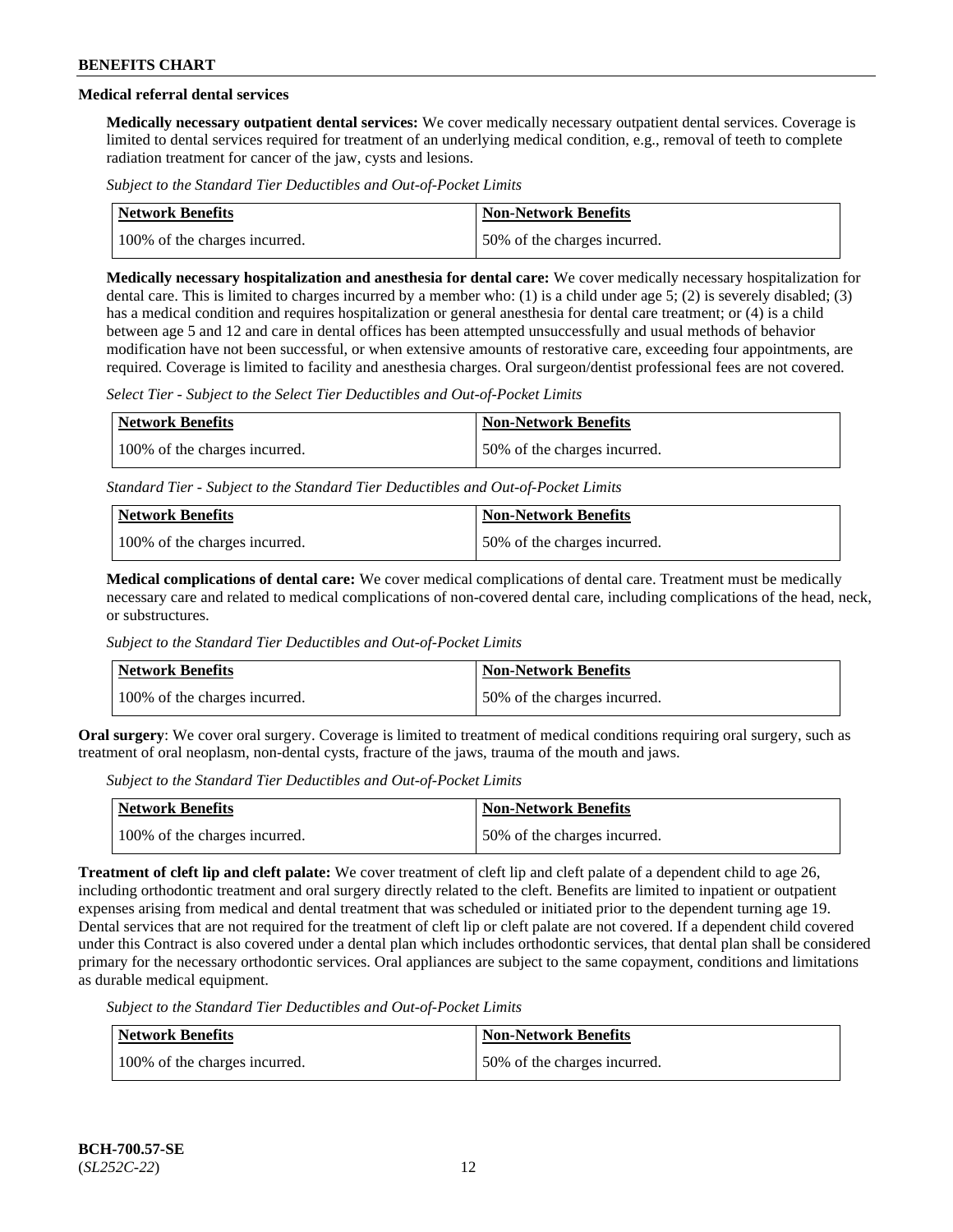### Medical referral dental services

**Medically necessary outpatient dental services:** We cover medically necessary outpatient dental services. Coverage is limited to dental services required for treatment of an underlying medical condition, e.g., removal of teeth to complete radiation treatment for cancer of the jaw, cysts and lesions.

*Subject to the Standard Tier Deductibles and Out-of-Pocket Limits*

| Network Benefits | Non-Network Benefits |
|---|---|
| 100% of the charges incurred. | 50% of the charges incurred. |

**Medically necessary hospitalization and anesthesia for dental care:** We cover medically necessary hospitalization for dental care. This is limited to charges incurred by a member who: (1) is a child under age 5; (2) is severely disabled; (3) has a medical condition and requires hospitalization or general anesthesia for dental care treatment; or (4) is a child between age 5 and 12 and care in dental offices has been attempted unsuccessfully and usual methods of behavior modification have not been successful, or when extensive amounts of restorative care, exceeding four appointments, are required. Coverage is limited to facility and anesthesia charges. Oral surgeon/dentist professional fees are not covered.

*Select Tier - Subject to the Select Tier Deductibles and Out-of-Pocket Limits*

| Network Benefits | Non-Network Benefits |
|---|---|
| 100% of the charges incurred. | 50% of the charges incurred. |

*Standard Tier - Subject to the Standard Tier Deductibles and Out-of-Pocket Limits*

| Network Benefits | Non-Network Benefits |
|---|---|
| 100% of the charges incurred. | 50% of the charges incurred. |

**Medical complications of dental care:** We cover medical complications of dental care. Treatment must be medically necessary care and related to medical complications of non-covered dental care, including complications of the head, neck, or substructures.

*Subject to the Standard Tier Deductibles and Out-of-Pocket Limits*

| Network Benefits | Non-Network Benefits |
|---|---|
| 100% of the charges incurred. | 50% of the charges incurred. |

**Oral surgery**: We cover oral surgery. Coverage is limited to treatment of medical conditions requiring oral surgery, such as treatment of oral neoplasm, non-dental cysts, fracture of the jaws, trauma of the mouth and jaws.

*Subject to the Standard Tier Deductibles and Out-of-Pocket Limits*

| Network Benefits | Non-Network Benefits |
|---|---|
| 100% of the charges incurred. | 50% of the charges incurred. |

**Treatment of cleft lip and cleft palate:** We cover treatment of cleft lip and cleft palate of a dependent child to age 26, including orthodontic treatment and oral surgery directly related to the cleft. Benefits are limited to inpatient or outpatient expenses arising from medical and dental treatment that was scheduled or initiated prior to the dependent turning age 19. Dental services that are not required for the treatment of cleft lip or cleft palate are not covered. If a dependent child covered under this Contract is also covered under a dental plan which includes orthodontic services, that dental plan shall be considered primary for the necessary orthodontic services. Oral appliances are subject to the same copayment, conditions and limitations as durable medical equipment.

*Subject to the Standard Tier Deductibles and Out-of-Pocket Limits*

| Network Benefits | Non-Network Benefits |
|---|---|
| 100% of the charges incurred. | 50% of the charges incurred. |

BCH-700.57-SE
(*SL252C-22*)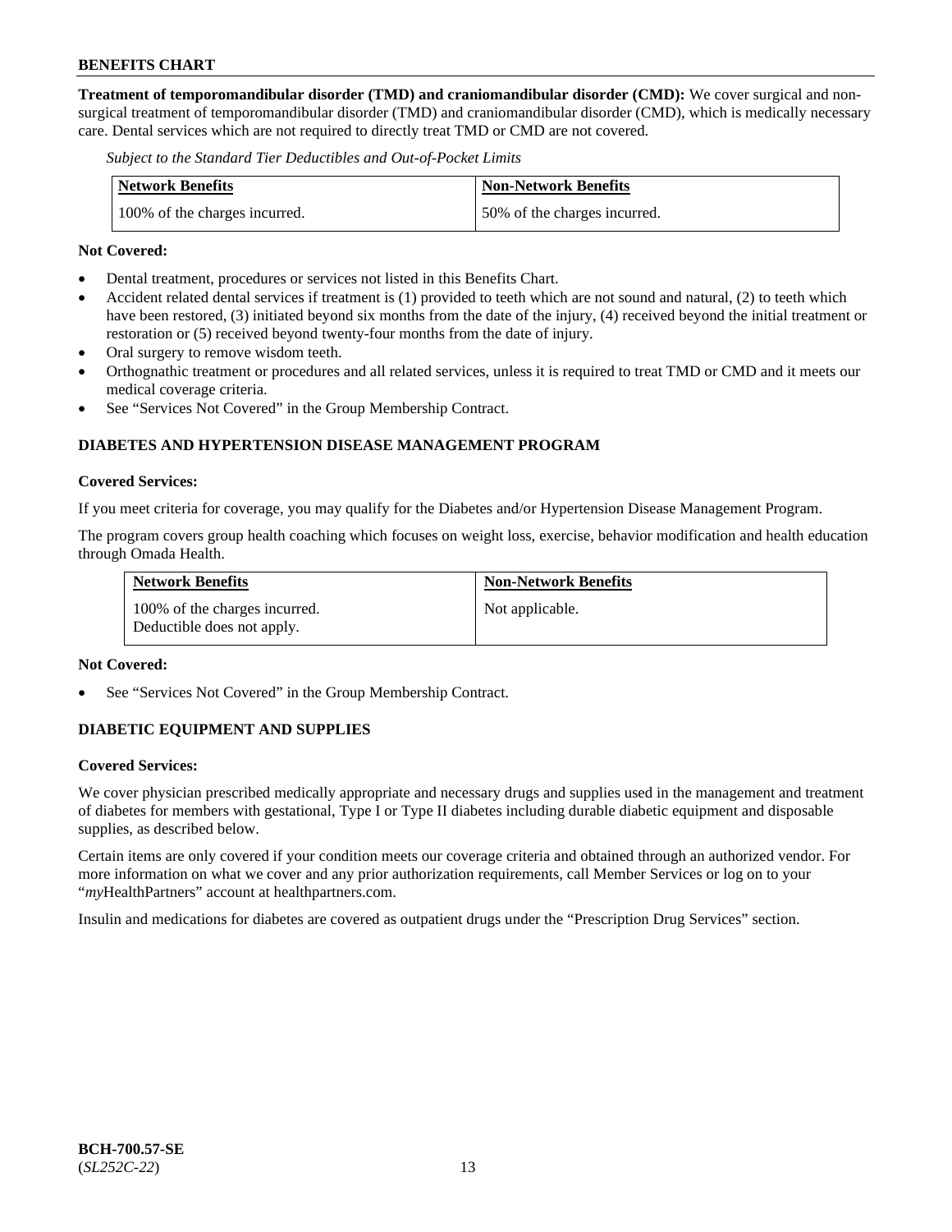**Treatment of temporomandibular disorder (TMD) and craniomandibular disorder (CMD):** We cover surgical and non-surgical treatment of temporomandibular disorder (TMD) and craniomandibular disorder (CMD), which is medically necessary care. Dental services which are not required to directly treat TMD or CMD are not covered.

*Subject to the Standard Tier Deductibles and Out-of-Pocket Limits*

| Network Benefits | Non-Network Benefits |
| --- | --- |
| 100% of the charges incurred. | 50% of the charges incurred. |

**Not Covered:**

- Dental treatment, procedures or services not listed in this Benefits Chart.
- Accident related dental services if treatment is (1) provided to teeth which are not sound and natural, (2) to teeth which have been restored, (3) initiated beyond six months from the date of the injury, (4) received beyond the initial treatment or restoration or (5) received beyond twenty-four months from the date of injury.
- Oral surgery to remove wisdom teeth.
- Orthognathic treatment or procedures and all related services, unless it is required to treat TMD or CMD and it meets our medical coverage criteria.
- See "Services Not Covered" in the Group Membership Contract.

## DIABETES AND HYPERTENSION DISEASE MANAGEMENT PROGRAM

**Covered Services:**

If you meet criteria for coverage, you may qualify for the Diabetes and/or Hypertension Disease Management Program.

The program covers group health coaching which focuses on weight loss, exercise, behavior modification and health education through Omada Health.

| Network Benefits | Non-Network Benefits |
| --- | --- |
| 100% of the charges incurred. Deductible does not apply. | Not applicable. |

**Not Covered:**

- See "Services Not Covered" in the Group Membership Contract.

## DIABETIC EQUIPMENT AND SUPPLIES

**Covered Services:**

We cover physician prescribed medically appropriate and necessary drugs and supplies used in the management and treatment of diabetes for members with gestational, Type I or Type II diabetes including durable diabetic equipment and disposable supplies, as described below.

Certain items are only covered if your condition meets our coverage criteria and obtained through an authorized vendor. For more information on what we cover and any prior authorization requirements, call Member Services or log on to your "*my*HealthPartners" account at healthpartners.com.

Insulin and medications for diabetes are covered as outpatient drugs under the "Prescription Drug Services" section.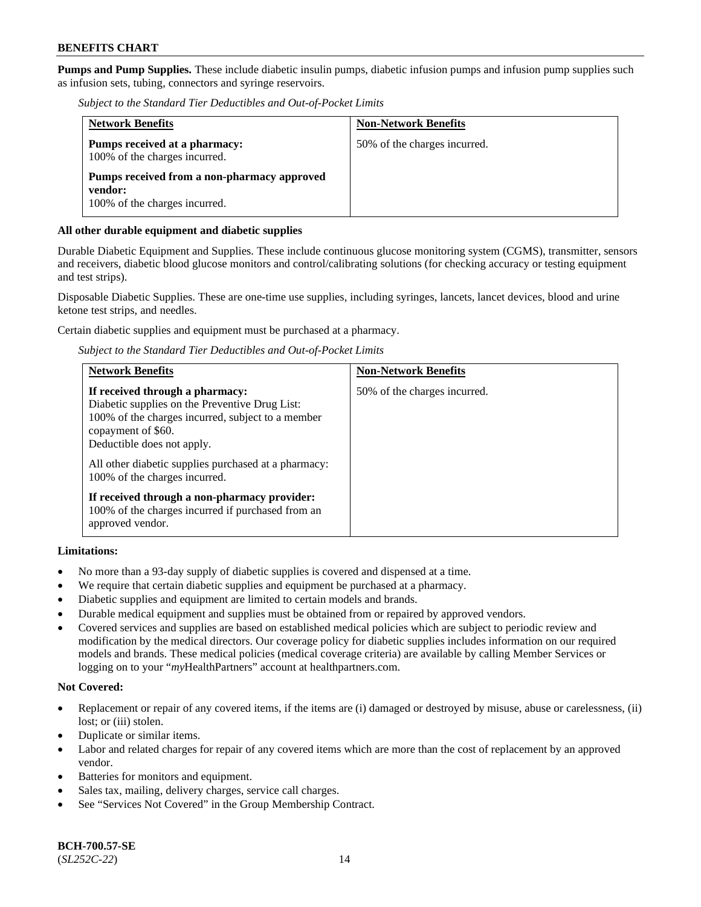**Pumps and Pump Supplies.** These include diabetic insulin pumps, diabetic infusion pumps and infusion pump supplies such as infusion sets, tubing, connectors and syringe reservoirs.

*Subject to the Standard Tier Deductibles and Out-of-Pocket Limits*

| Network Benefits | Non-Network Benefits |
|---|---|
| **Pumps received at a pharmacy:** 100% of the charges incurred. **Pumps received from a non-pharmacy approved vendor:** 100% of the charges incurred. | 50% of the charges incurred. |

**All other durable equipment and diabetic supplies**

Durable Diabetic Equipment and Supplies. These include continuous glucose monitoring system (CGMS), transmitter, sensors and receivers, diabetic blood glucose monitors and control/calibrating solutions (for checking accuracy or testing equipment and test strips).

Disposable Diabetic Supplies. These are one-time use supplies, including syringes, lancets, lancet devices, blood and urine ketone test strips, and needles.

Certain diabetic supplies and equipment must be purchased at a pharmacy.

*Subject to the Standard Tier Deductibles and Out-of-Pocket Limits*

| Network Benefits | Non-Network Benefits |
|---|---|
| **If received through a pharmacy:** Diabetic supplies on the Preventive Drug List: 100% of the charges incurred, subject to a member copayment of $60. Deductible does not apply. All other diabetic supplies purchased at a pharmacy: 100% of the charges incurred. **If received through a non-pharmacy provider:** 100% of the charges incurred if purchased from an approved vendor. | 50% of the charges incurred. |

**Limitations:**

- No more than a 93-day supply of diabetic supplies is covered and dispensed at a time.
- We require that certain diabetic supplies and equipment be purchased at a pharmacy.
- Diabetic supplies and equipment are limited to certain models and brands.
- Durable medical equipment and supplies must be obtained from or repaired by approved vendors.
- Covered services and supplies are based on established medical policies which are subject to periodic review and modification by the medical directors. Our coverage policy for diabetic supplies includes information on our required models and brands. These medical policies (medical coverage criteria) are available by calling Member Services or logging on to your "*my*HealthPartners" account at healthpartners.com.

**Not Covered:**

- Replacement or repair of any covered items, if the items are (i) damaged or destroyed by misuse, abuse or carelessness, (ii) lost; or (iii) stolen.
- Duplicate or similar items.
- Labor and related charges for repair of any covered items which are more than the cost of replacement by an approved vendor.
- Batteries for monitors and equipment.
- Sales tax, mailing, delivery charges, service call charges.
- See "Services Not Covered" in the Group Membership Contract.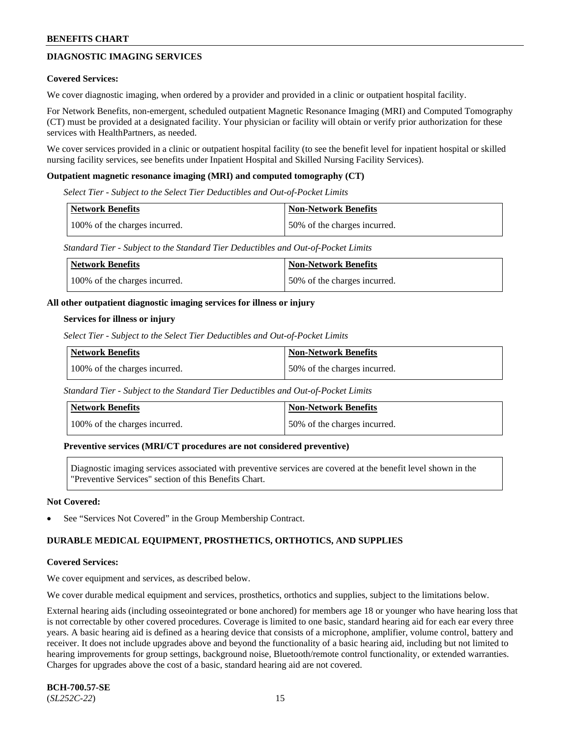## DIAGNOSTIC IMAGING SERVICES

**Covered Services:**

We cover diagnostic imaging, when ordered by a provider and provided in a clinic or outpatient hospital facility.

For Network Benefits, non-emergent, scheduled outpatient Magnetic Resonance Imaging (MRI) and Computed Tomography (CT) must be provided at a designated facility. Your physician or facility will obtain or verify prior authorization for these services with HealthPartners, as needed.

We cover services provided in a clinic or outpatient hospital facility (to see the benefit level for inpatient hospital or skilled nursing facility services, see benefits under Inpatient Hospital and Skilled Nursing Facility Services).

**Outpatient magnetic resonance imaging (MRI) and computed tomography (CT)**

*Select Tier - Subject to the Select Tier Deductibles and Out-of-Pocket Limits*

| Network Benefits | Non-Network Benefits |
|---|---|
| 100% of the charges incurred. | 50% of the charges incurred. |

*Standard Tier - Subject to the Standard Tier Deductibles and Out-of-Pocket Limits*

| Network Benefits | Non-Network Benefits |
|---|---|
| 100% of the charges incurred. | 50% of the charges incurred. |

**All other outpatient diagnostic imaging services for illness or injury**

**Services for illness or injury**

*Select Tier - Subject to the Select Tier Deductibles and Out-of-Pocket Limits*

| Network Benefits | Non-Network Benefits |
|---|---|
| 100% of the charges incurred. | 50% of the charges incurred. |

*Standard Tier - Subject to the Standard Tier Deductibles and Out-of-Pocket Limits*

| Network Benefits | Non-Network Benefits |
|---|---|
| 100% of the charges incurred. | 50% of the charges incurred. |

**Preventive services (MRI/CT procedures are not considered preventive)**

Diagnostic imaging services associated with preventive services are covered at the benefit level shown in the "Preventive Services" section of this Benefits Chart.

**Not Covered:**

- See "Services Not Covered" in the Group Membership Contract.

## DURABLE MEDICAL EQUIPMENT, PROSTHETICS, ORTHOTICS, AND SUPPLIES

**Covered Services:**

We cover equipment and services, as described below.

We cover durable medical equipment and services, prosthetics, orthotics and supplies, subject to the limitations below.

External hearing aids (including osseointegrated or bone anchored) for members age 18 or younger who have hearing loss that is not correctable by other covered procedures. Coverage is limited to one basic, standard hearing aid for each ear every three years. A basic hearing aid is defined as a hearing device that consists of a microphone, amplifier, volume control, battery and receiver. It does not include upgrades above and beyond the functionality of a basic hearing aid, including but not limited to hearing improvements for group settings, background noise, Bluetooth/remote control functionality, or extended warranties. Charges for upgrades above the cost of a basic, standard hearing aid are not covered.

**BCH-700.57-SE**
(*SL252C-22*)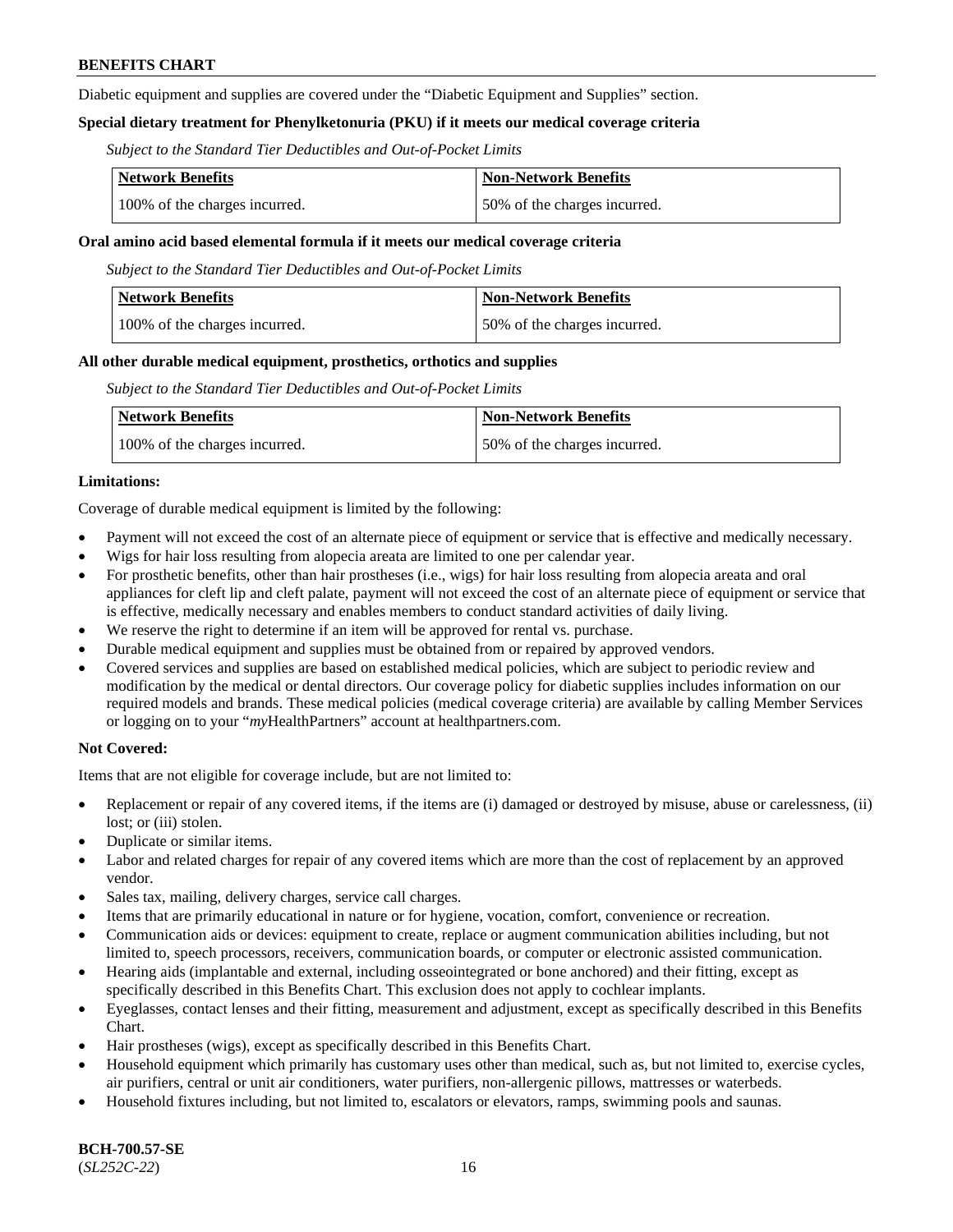Diabetic equipment and supplies are covered under the "Diabetic Equipment and Supplies" section.

**Special dietary treatment for Phenylketonuria (PKU) if it meets our medical coverage criteria**

*Subject to the Standard Tier Deductibles and Out-of-Pocket Limits*

| Network Benefits | Non-Network Benefits |
|---|---|
| 100% of the charges incurred. | 50% of the charges incurred. |

**Oral amino acid based elemental formula if it meets our medical coverage criteria**

*Subject to the Standard Tier Deductibles and Out-of-Pocket Limits*

| Network Benefits | Non-Network Benefits |
|---|---|
| 100% of the charges incurred. | 50% of the charges incurred. |

**All other durable medical equipment, prosthetics, orthotics and supplies**

*Subject to the Standard Tier Deductibles and Out-of-Pocket Limits*

| Network Benefits | Non-Network Benefits |
|---|---|
| 100% of the charges incurred. | 50% of the charges incurred. |

**Limitations:**

Coverage of durable medical equipment is limited by the following:

- Payment will not exceed the cost of an alternate piece of equipment or service that is effective and medically necessary.
- Wigs for hair loss resulting from alopecia areata are limited to one per calendar year.
- For prosthetic benefits, other than hair prostheses (i.e., wigs) for hair loss resulting from alopecia areata and oral appliances for cleft lip and cleft palate, payment will not exceed the cost of an alternate piece of equipment or service that is effective, medically necessary and enables members to conduct standard activities of daily living.
- We reserve the right to determine if an item will be approved for rental vs. purchase.
- Durable medical equipment and supplies must be obtained from or repaired by approved vendors.
- Covered services and supplies are based on established medical policies, which are subject to periodic review and modification by the medical or dental directors. Our coverage policy for diabetic supplies includes information on our required models and brands. These medical policies (medical coverage criteria) are available by calling Member Services or logging on to your "*my*HealthPartners" account at healthpartners.com.

**Not Covered:**

Items that are not eligible for coverage include, but are not limited to:

- Replacement or repair of any covered items, if the items are (i) damaged or destroyed by misuse, abuse or carelessness, (ii) lost; or (iii) stolen.
- Duplicate or similar items.
- Labor and related charges for repair of any covered items which are more than the cost of replacement by an approved vendor.
- Sales tax, mailing, delivery charges, service call charges.
- Items that are primarily educational in nature or for hygiene, vocation, comfort, convenience or recreation.
- Communication aids or devices: equipment to create, replace or augment communication abilities including, but not limited to, speech processors, receivers, communication boards, or computer or electronic assisted communication.
- Hearing aids (implantable and external, including osseointegrated or bone anchored) and their fitting, except as specifically described in this Benefits Chart. This exclusion does not apply to cochlear implants.
- Eyeglasses, contact lenses and their fitting, measurement and adjustment, except as specifically described in this Benefits Chart.
- Hair prostheses (wigs), except as specifically described in this Benefits Chart.
- Household equipment which primarily has customary uses other than medical, such as, but not limited to, exercise cycles, air purifiers, central or unit air conditioners, water purifiers, non-allergenic pillows, mattresses or waterbeds.
- Household fixtures including, but not limited to, escalators or elevators, ramps, swimming pools and saunas.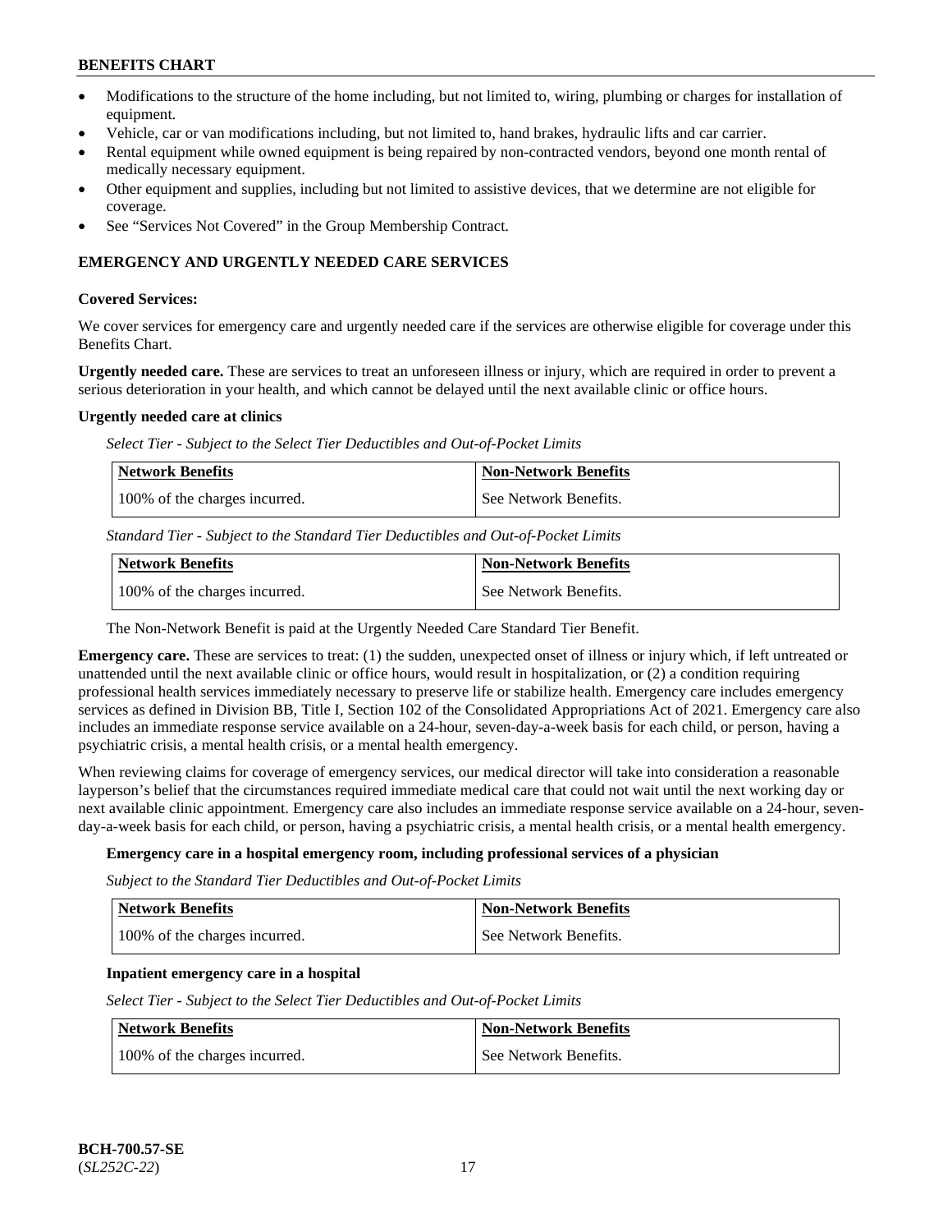- Modifications to the structure of the home including, but not limited to, wiring, plumbing or charges for installation of equipment.
- Vehicle, car or van modifications including, but not limited to, hand brakes, hydraulic lifts and car carrier.
- Rental equipment while owned equipment is being repaired by non-contracted vendors, beyond one month rental of medically necessary equipment.
- Other equipment and supplies, including but not limited to assistive devices, that we determine are not eligible for coverage.
- See "Services Not Covered" in the Group Membership Contract.

### EMERGENCY AND URGENTLY NEEDED CARE SERVICES

**Covered Services:**

We cover services for emergency care and urgently needed care if the services are otherwise eligible for coverage under this Benefits Chart.

**Urgently needed care.** These are services to treat an unforeseen illness or injury, which are required in order to prevent a serious deterioration in your health, and which cannot be delayed until the next available clinic or office hours.

**Urgently needed care at clinics**

*Select Tier - Subject to the Select Tier Deductibles and Out-of-Pocket Limits*

| Network Benefits | Non-Network Benefits |
|---|---|
| 100% of the charges incurred. | See Network Benefits. |

*Standard Tier - Subject to the Standard Tier Deductibles and Out-of-Pocket Limits*

| Network Benefits | Non-Network Benefits |
|---|---|
| 100% of the charges incurred. | See Network Benefits. |

The Non-Network Benefit is paid at the Urgently Needed Care Standard Tier Benefit.

**Emergency care.** These are services to treat: (1) the sudden, unexpected onset of illness or injury which, if left untreated or unattended until the next available clinic or office hours, would result in hospitalization, or (2) a condition requiring professional health services immediately necessary to preserve life or stabilize health. Emergency care includes emergency services as defined in Division BB, Title I, Section 102 of the Consolidated Appropriations Act of 2021. Emergency care also includes an immediate response service available on a 24-hour, seven-day-a-week basis for each child, or person, having a psychiatric crisis, a mental health crisis, or a mental health emergency.

When reviewing claims for coverage of emergency services, our medical director will take into consideration a reasonable layperson's belief that the circumstances required immediate medical care that could not wait until the next working day or next available clinic appointment. Emergency care also includes an immediate response service available on a 24-hour, seven-day-a-week basis for each child, or person, having a psychiatric crisis, a mental health crisis, or a mental health emergency.

**Emergency care in a hospital emergency room, including professional services of a physician**

*Subject to the Standard Tier Deductibles and Out-of-Pocket Limits*

| Network Benefits | Non-Network Benefits |
|---|---|
| 100% of the charges incurred. | See Network Benefits. |

**Inpatient emergency care in a hospital**

*Select Tier - Subject to the Select Tier Deductibles and Out-of-Pocket Limits*

| Network Benefits | Non-Network Benefits |
|---|---|
| 100% of the charges incurred. | See Network Benefits. |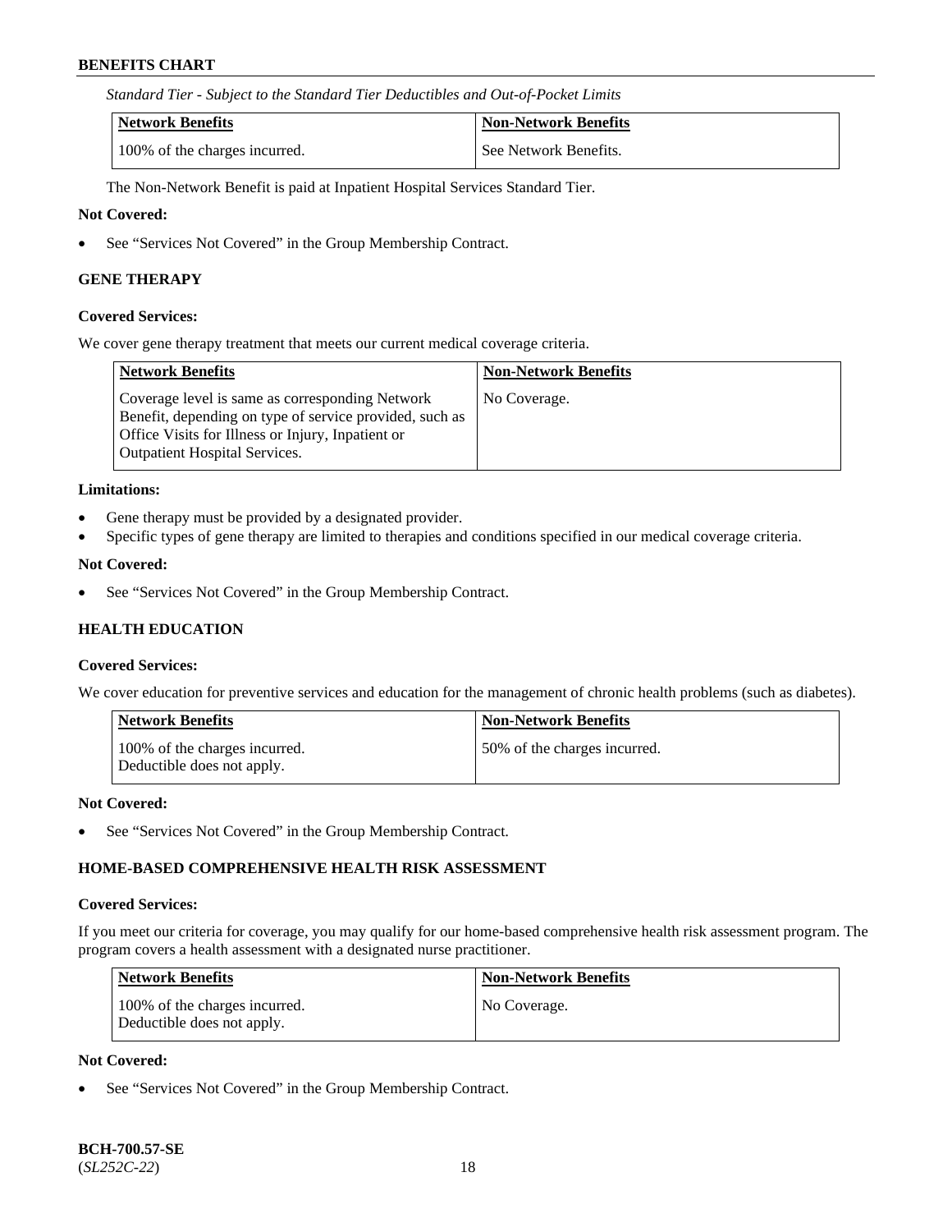*Standard Tier - Subject to the Standard Tier Deductibles and Out-of-Pocket Limits*

| Network Benefits | Non-Network Benefits |
|---|---|
| 100% of the charges incurred. | See Network Benefits. |

The Non-Network Benefit is paid at Inpatient Hospital Services Standard Tier.

**Not Covered:**

- See "Services Not Covered" in the Group Membership Contract.

### GENE THERAPY

**Covered Services:**

We cover gene therapy treatment that meets our current medical coverage criteria.

| Network Benefits | Non-Network Benefits |
|---|---|
| Coverage level is same as corresponding Network Benefit, depending on type of service provided, such as Office Visits for Illness or Injury, Inpatient or Outpatient Hospital Services. | No Coverage. |

**Limitations:**

- Gene therapy must be provided by a designated provider.
- Specific types of gene therapy are limited to therapies and conditions specified in our medical coverage criteria.

**Not Covered:**

- See "Services Not Covered" in the Group Membership Contract.

### HEALTH EDUCATION

**Covered Services:**

We cover education for preventive services and education for the management of chronic health problems (such as diabetes).

| Network Benefits | Non-Network Benefits |
|---|---|
| 100% of the charges incurred. Deductible does not apply. | 50% of the charges incurred. |

**Not Covered:**

- See "Services Not Covered" in the Group Membership Contract.

### HOME-BASED COMPREHENSIVE HEALTH RISK ASSESSMENT

**Covered Services:**

If you meet our criteria for coverage, you may qualify for our home-based comprehensive health risk assessment program. The program covers a health assessment with a designated nurse practitioner.

| Network Benefits | Non-Network Benefits |
|---|---|
| 100% of the charges incurred. Deductible does not apply. | No Coverage. |

**Not Covered:**

- See "Services Not Covered" in the Group Membership Contract.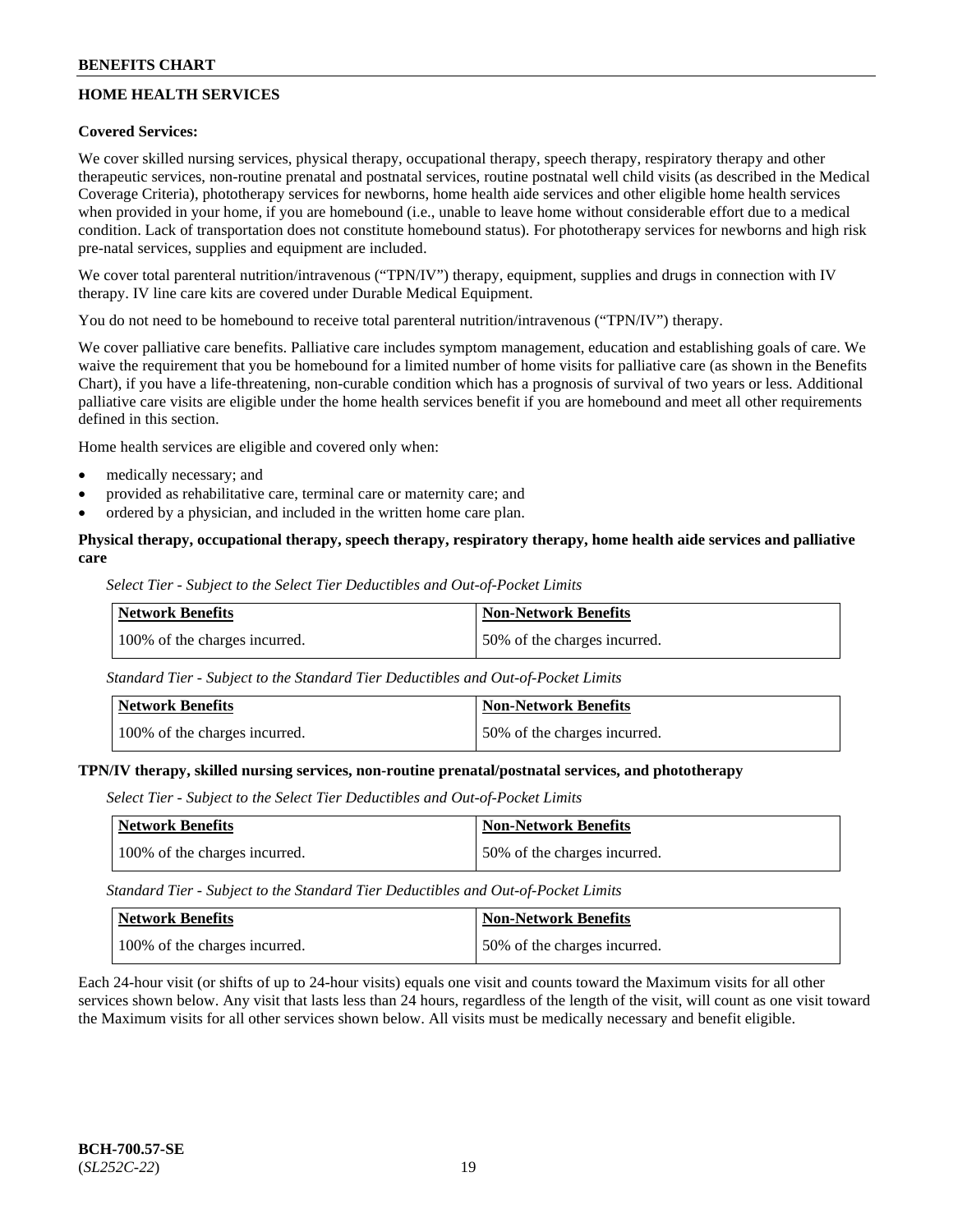## HOME HEALTH SERVICES

**Covered Services:**

We cover skilled nursing services, physical therapy, occupational therapy, speech therapy, respiratory therapy and other therapeutic services, non-routine prenatal and postnatal services, routine postnatal well child visits (as described in the Medical Coverage Criteria), phototherapy services for newborns, home health aide services and other eligible home health services when provided in your home, if you are homebound (i.e., unable to leave home without considerable effort due to a medical condition. Lack of transportation does not constitute homebound status). For phototherapy services for newborns and high risk pre-natal services, supplies and equipment are included.

We cover total parenteral nutrition/intravenous ("TPN/IV") therapy, equipment, supplies and drugs in connection with IV therapy. IV line care kits are covered under Durable Medical Equipment.

You do not need to be homebound to receive total parenteral nutrition/intravenous ("TPN/IV") therapy.

We cover palliative care benefits. Palliative care includes symptom management, education and establishing goals of care. We waive the requirement that you be homebound for a limited number of home visits for palliative care (as shown in the Benefits Chart), if you have a life-threatening, non-curable condition which has a prognosis of survival of two years or less. Additional palliative care visits are eligible under the home health services benefit if you are homebound and meet all other requirements defined in this section.

Home health services are eligible and covered only when:

- medically necessary; and
- provided as rehabilitative care, terminal care or maternity care; and
- ordered by a physician, and included in the written home care plan.

**Physical therapy, occupational therapy, speech therapy, respiratory therapy, home health aide services and palliative care**

*Select Tier - Subject to the Select Tier Deductibles and Out-of-Pocket Limits*

| Network Benefits | Non-Network Benefits |
|---|---|
| 100% of the charges incurred. | 50% of the charges incurred. |

*Standard Tier - Subject to the Standard Tier Deductibles and Out-of-Pocket Limits*

| Network Benefits | Non-Network Benefits |
|---|---|
| 100% of the charges incurred. | 50% of the charges incurred. |

**TPN/IV therapy, skilled nursing services, non-routine prenatal/postnatal services, and phototherapy**

*Select Tier - Subject to the Select Tier Deductibles and Out-of-Pocket Limits*

| Network Benefits | Non-Network Benefits |
|---|---|
| 100% of the charges incurred. | 50% of the charges incurred. |

*Standard Tier - Subject to the Standard Tier Deductibles and Out-of-Pocket Limits*

| Network Benefits | Non-Network Benefits |
|---|---|
| 100% of the charges incurred. | 50% of the charges incurred. |

Each 24-hour visit (or shifts of up to 24-hour visits) equals one visit and counts toward the Maximum visits for all other services shown below. Any visit that lasts less than 24 hours, regardless of the length of the visit, will count as one visit toward the Maximum visits for all other services shown below. All visits must be medically necessary and benefit eligible.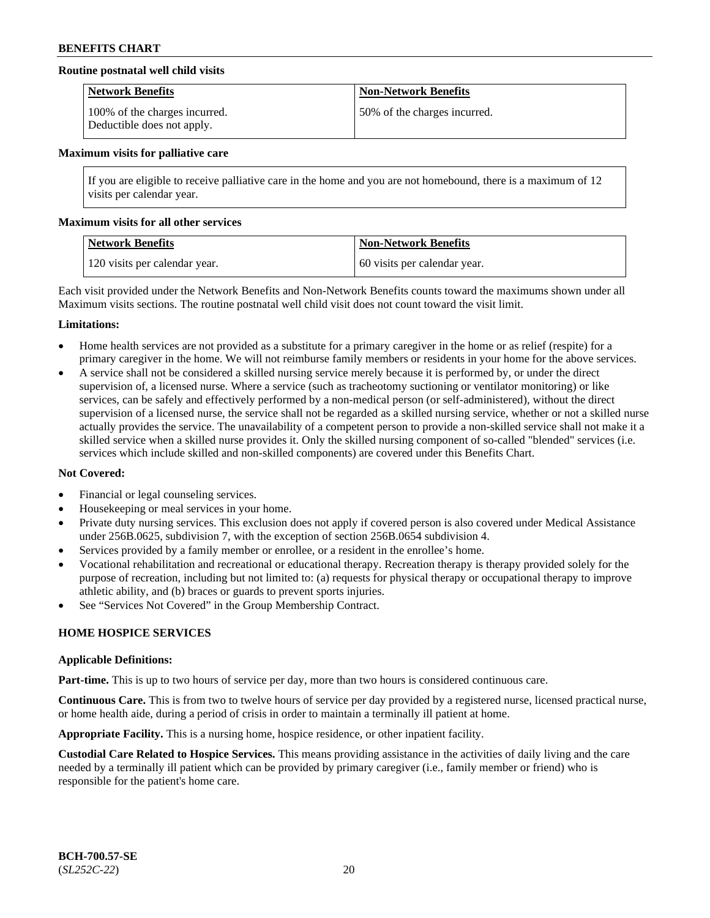**Routine postnatal well child visits**

| Network Benefits | Non-Network Benefits |
|---|---|
| 100% of the charges incurred. Deductible does not apply. | 50% of the charges incurred. |

**Maximum visits for palliative care**

| If you are eligible to receive palliative care in the home and you are not homebound, there is a maximum of 12 visits per calendar year. |
|---|

**Maximum visits for all other services**

| Network Benefits | Non-Network Benefits |
|---|---|
| 120 visits per calendar year. | 60 visits per calendar year. |

Each visit provided under the Network Benefits and Non-Network Benefits counts toward the maximums shown under all Maximum visits sections. The routine postnatal well child visit does not count toward the visit limit.

**Limitations:**

- Home health services are not provided as a substitute for a primary caregiver in the home or as relief (respite) for a primary caregiver in the home. We will not reimburse family members or residents in your home for the above services.
- A service shall not be considered a skilled nursing service merely because it is performed by, or under the direct supervision of, a licensed nurse. Where a service (such as tracheotomy suctioning or ventilator monitoring) or like services, can be safely and effectively performed by a non-medical person (or self-administered), without the direct supervision of a licensed nurse, the service shall not be regarded as a skilled nursing service, whether or not a skilled nurse actually provides the service. The unavailability of a competent person to provide a non-skilled service shall not make it a skilled service when a skilled nurse provides it. Only the skilled nursing component of so-called "blended" services (i.e. services which include skilled and non-skilled components) are covered under this Benefits Chart.

**Not Covered:**

- Financial or legal counseling services.
- Housekeeping or meal services in your home.
- Private duty nursing services. This exclusion does not apply if covered person is also covered under Medical Assistance under 256B.0625, subdivision 7, with the exception of section 256B.0654 subdivision 4.
- Services provided by a family member or enrollee, or a resident in the enrollee's home.
- Vocational rehabilitation and recreational or educational therapy. Recreation therapy is therapy provided solely for the purpose of recreation, including but not limited to: (a) requests for physical therapy or occupational therapy to improve athletic ability, and (b) braces or guards to prevent sports injuries.
- See "Services Not Covered" in the Group Membership Contract.

## HOME HOSPICE SERVICES

**Applicable Definitions:**

**Part-time.** This is up to two hours of service per day, more than two hours is considered continuous care.

**Continuous Care.** This is from two to twelve hours of service per day provided by a registered nurse, licensed practical nurse, or home health aide, during a period of crisis in order to maintain a terminally ill patient at home.

**Appropriate Facility.** This is a nursing home, hospice residence, or other inpatient facility.

**Custodial Care Related to Hospice Services.** This means providing assistance in the activities of daily living and the care needed by a terminally ill patient which can be provided by primary caregiver (i.e., family member or friend) who is responsible for the patient's home care.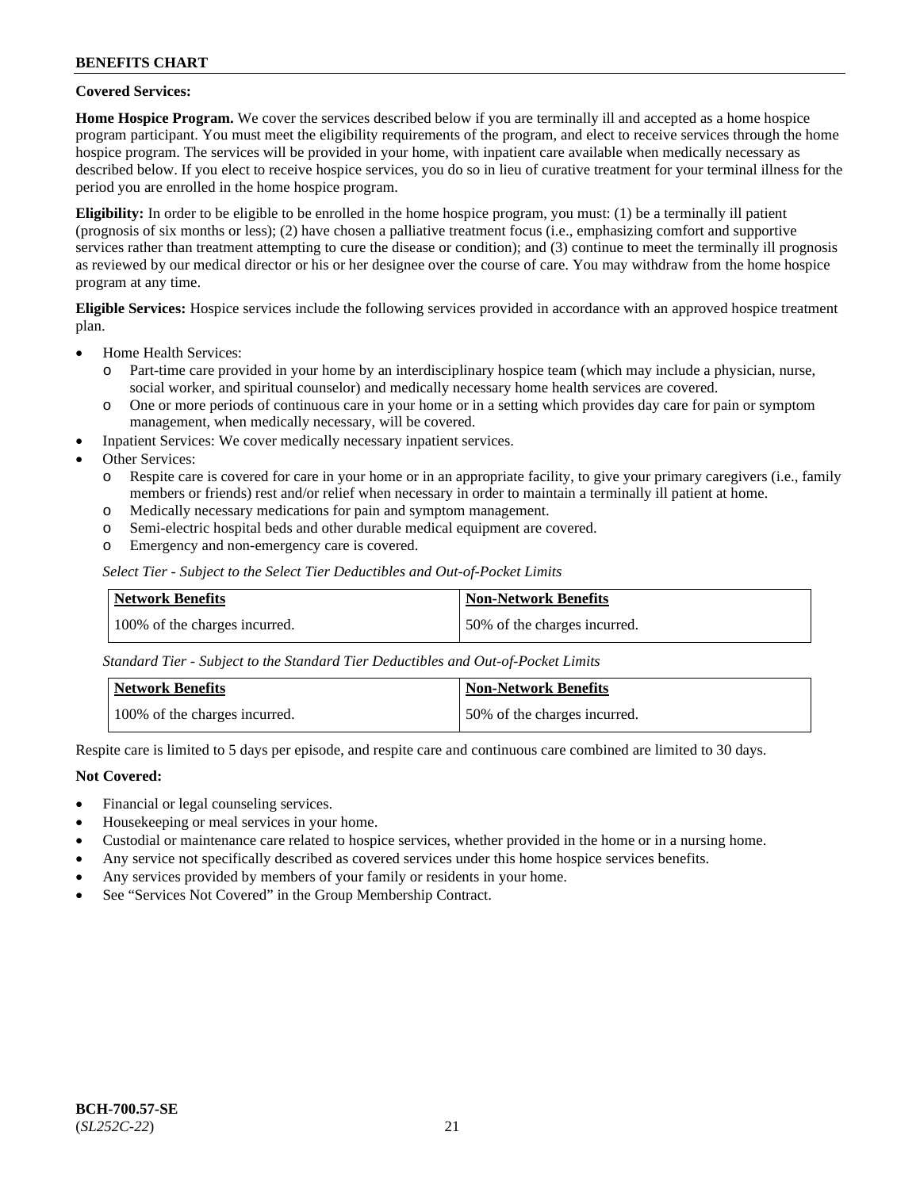**Covered Services:**

**Home Hospice Program.** We cover the services described below if you are terminally ill and accepted as a home hospice program participant. You must meet the eligibility requirements of the program, and elect to receive services through the home hospice program. The services will be provided in your home, with inpatient care available when medically necessary as described below. If you elect to receive hospice services, you do so in lieu of curative treatment for your terminal illness for the period you are enrolled in the home hospice program.

**Eligibility:** In order to be eligible to be enrolled in the home hospice program, you must: (1) be a terminally ill patient (prognosis of six months or less); (2) have chosen a palliative treatment focus (i.e., emphasizing comfort and supportive services rather than treatment attempting to cure the disease or condition); and (3) continue to meet the terminally ill prognosis as reviewed by our medical director or his or her designee over the course of care. You may withdraw from the home hospice program at any time.

**Eligible Services:** Hospice services include the following services provided in accordance with an approved hospice treatment plan.

- Home Health Services:
  - Part-time care provided in your home by an interdisciplinary hospice team (which may include a physician, nurse, social worker, and spiritual counselor) and medically necessary home health services are covered.
  - One or more periods of continuous care in your home or in a setting which provides day care for pain or symptom management, when medically necessary, will be covered.
- Inpatient Services: We cover medically necessary inpatient services.
- Other Services:
  - Respite care is covered for care in your home or in an appropriate facility, to give your primary caregivers (i.e., family members or friends) rest and/or relief when necessary in order to maintain a terminally ill patient at home.
  - Medically necessary medications for pain and symptom management.
  - Semi-electric hospital beds and other durable medical equipment are covered.
  - Emergency and non-emergency care is covered.

*Select Tier - Subject to the Select Tier Deductibles and Out-of-Pocket Limits*

| Network Benefits | Non-Network Benefits |
|---|---|
| 100% of the charges incurred. | 50% of the charges incurred. |

*Standard Tier - Subject to the Standard Tier Deductibles and Out-of-Pocket Limits*

| Network Benefits | Non-Network Benefits |
|---|---|
| 100% of the charges incurred. | 50% of the charges incurred. |

Respite care is limited to 5 days per episode, and respite care and continuous care combined are limited to 30 days.

**Not Covered:**

- Financial or legal counseling services.
- Housekeeping or meal services in your home.
- Custodial or maintenance care related to hospice services, whether provided in the home or in a nursing home.
- Any service not specifically described as covered services under this home hospice services benefits.
- Any services provided by members of your family or residents in your home.
- See "Services Not Covered" in the Group Membership Contract.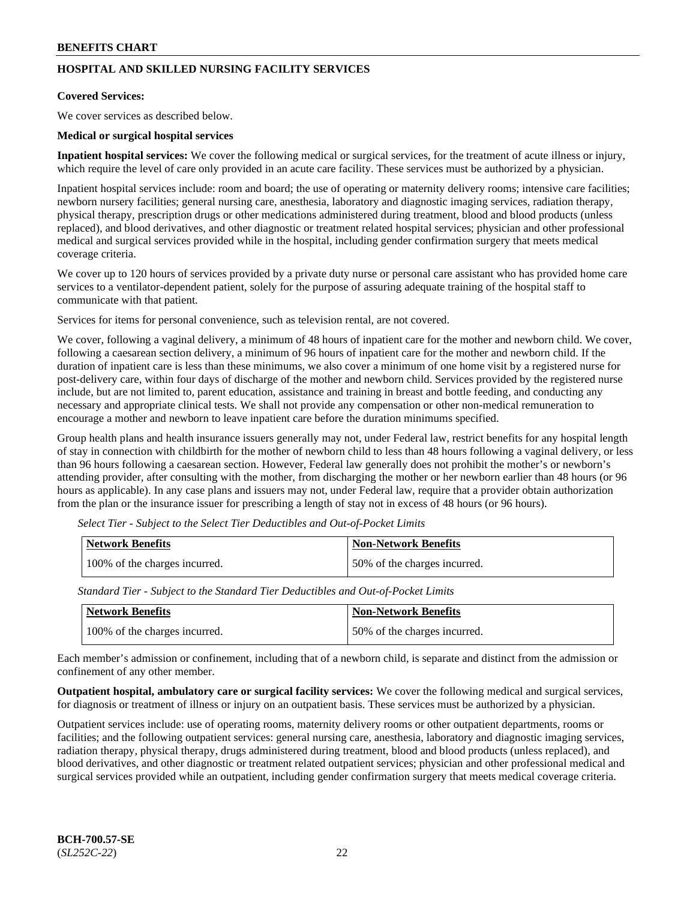## HOSPITAL AND SKILLED NURSING FACILITY SERVICES

**Covered Services:**

We cover services as described below.

**Medical or surgical hospital services**

**Inpatient hospital services:** We cover the following medical or surgical services, for the treatment of acute illness or injury, which require the level of care only provided in an acute care facility. These services must be authorized by a physician.

Inpatient hospital services include: room and board; the use of operating or maternity delivery rooms; intensive care facilities; newborn nursery facilities; general nursing care, anesthesia, laboratory and diagnostic imaging services, radiation therapy, physical therapy, prescription drugs or other medications administered during treatment, blood and blood products (unless replaced), and blood derivatives, and other diagnostic or treatment related hospital services; physician and other professional medical and surgical services provided while in the hospital, including gender confirmation surgery that meets medical coverage criteria.

We cover up to 120 hours of services provided by a private duty nurse or personal care assistant who has provided home care services to a ventilator-dependent patient, solely for the purpose of assuring adequate training of the hospital staff to communicate with that patient.

Services for items for personal convenience, such as television rental, are not covered.

We cover, following a vaginal delivery, a minimum of 48 hours of inpatient care for the mother and newborn child. We cover, following a caesarean section delivery, a minimum of 96 hours of inpatient care for the mother and newborn child. If the duration of inpatient care is less than these minimums, we also cover a minimum of one home visit by a registered nurse for post-delivery care, within four days of discharge of the mother and newborn child. Services provided by the registered nurse include, but are not limited to, parent education, assistance and training in breast and bottle feeding, and conducting any necessary and appropriate clinical tests. We shall not provide any compensation or other non-medical remuneration to encourage a mother and newborn to leave inpatient care before the duration minimums specified.

Group health plans and health insurance issuers generally may not, under Federal law, restrict benefits for any hospital length of stay in connection with childbirth for the mother of newborn child to less than 48 hours following a vaginal delivery, or less than 96 hours following a caesarean section. However, Federal law generally does not prohibit the mother's or newborn's attending provider, after consulting with the mother, from discharging the mother or her newborn earlier than 48 hours (or 96 hours as applicable). In any case plans and issuers may not, under Federal law, require that a provider obtain authorization from the plan or the insurance issuer for prescribing a length of stay not in excess of 48 hours (or 96 hours).

*Select Tier - Subject to the Select Tier Deductibles and Out-of-Pocket Limits*

| Network Benefits | Non-Network Benefits |
|---|---|
| 100% of the charges incurred. | 50% of the charges incurred. |

*Standard Tier - Subject to the Standard Tier Deductibles and Out-of-Pocket Limits*

| Network Benefits | Non-Network Benefits |
|---|---|
| 100% of the charges incurred. | 50% of the charges incurred. |

Each member's admission or confinement, including that of a newborn child, is separate and distinct from the admission or confinement of any other member.

**Outpatient hospital, ambulatory care or surgical facility services:** We cover the following medical and surgical services, for diagnosis or treatment of illness or injury on an outpatient basis. These services must be authorized by a physician.

Outpatient services include: use of operating rooms, maternity delivery rooms or other outpatient departments, rooms or facilities; and the following outpatient services: general nursing care, anesthesia, laboratory and diagnostic imaging services, radiation therapy, physical therapy, drugs administered during treatment, blood and blood products (unless replaced), and blood derivatives, and other diagnostic or treatment related outpatient services; physician and other professional medical and surgical services provided while an outpatient, including gender confirmation surgery that meets medical coverage criteria.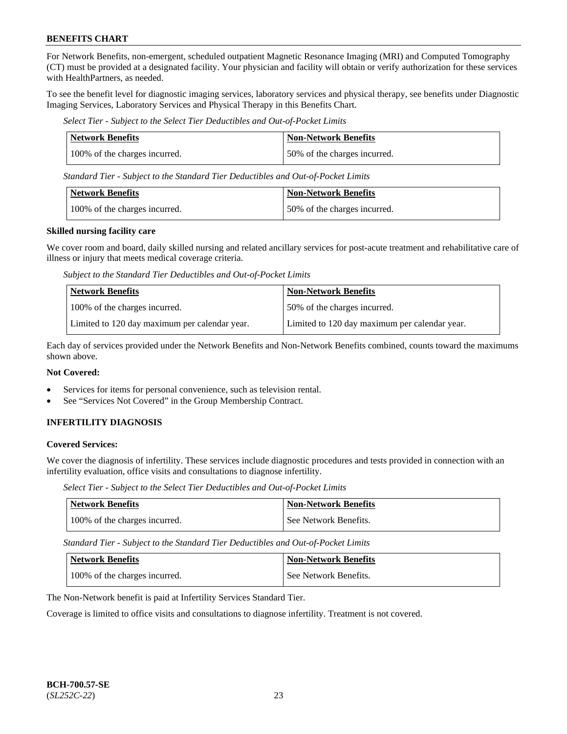For Network Benefits, non-emergent, scheduled outpatient Magnetic Resonance Imaging (MRI) and Computed Tomography (CT) must be provided at a designated facility. Your physician and facility will obtain or verify authorization for these services with HealthPartners, as needed.

To see the benefit level for diagnostic imaging services, laboratory services and physical therapy, see benefits under Diagnostic Imaging Services, Laboratory Services and Physical Therapy in this Benefits Chart.

*Select Tier - Subject to the Select Tier Deductibles and Out-of-Pocket Limits*

| Network Benefits | Non-Network Benefits |
|---|---|
| 100% of the charges incurred. | 50% of the charges incurred. |

*Standard Tier - Subject to the Standard Tier Deductibles and Out-of-Pocket Limits*

| Network Benefits | Non-Network Benefits |
|---|---|
| 100% of the charges incurred. | 50% of the charges incurred. |

**Skilled nursing facility care**

We cover room and board, daily skilled nursing and related ancillary services for post-acute treatment and rehabilitative care of illness or injury that meets medical coverage criteria.

*Subject to the Standard Tier Deductibles and Out-of-Pocket Limits*

| Network Benefits | Non-Network Benefits |
|---|---|
| 100% of the charges incurred. | 50% of the charges incurred. |
| Limited to 120 day maximum per calendar year. | Limited to 120 day maximum per calendar year. |

Each day of services provided under the Network Benefits and Non-Network Benefits combined, counts toward the maximums shown above.

**Not Covered:**

- Services for items for personal convenience, such as television rental.
- See "Services Not Covered" in the Group Membership Contract.

## INFERTILITY DIAGNOSIS

**Covered Services:**

We cover the diagnosis of infertility. These services include diagnostic procedures and tests provided in connection with an infertility evaluation, office visits and consultations to diagnose infertility.

*Select Tier - Subject to the Select Tier Deductibles and Out-of-Pocket Limits*

| Network Benefits | Non-Network Benefits |
|---|---|
| 100% of the charges incurred. | See Network Benefits. |

*Standard Tier - Subject to the Standard Tier Deductibles and Out-of-Pocket Limits*

| Network Benefits | Non-Network Benefits |
|---|---|
| 100% of the charges incurred. | See Network Benefits. |

The Non-Network benefit is paid at Infertility Services Standard Tier.

Coverage is limited to office visits and consultations to diagnose infertility. Treatment is not covered.

**BCH-700.57-SE**
(*SL252C-22*)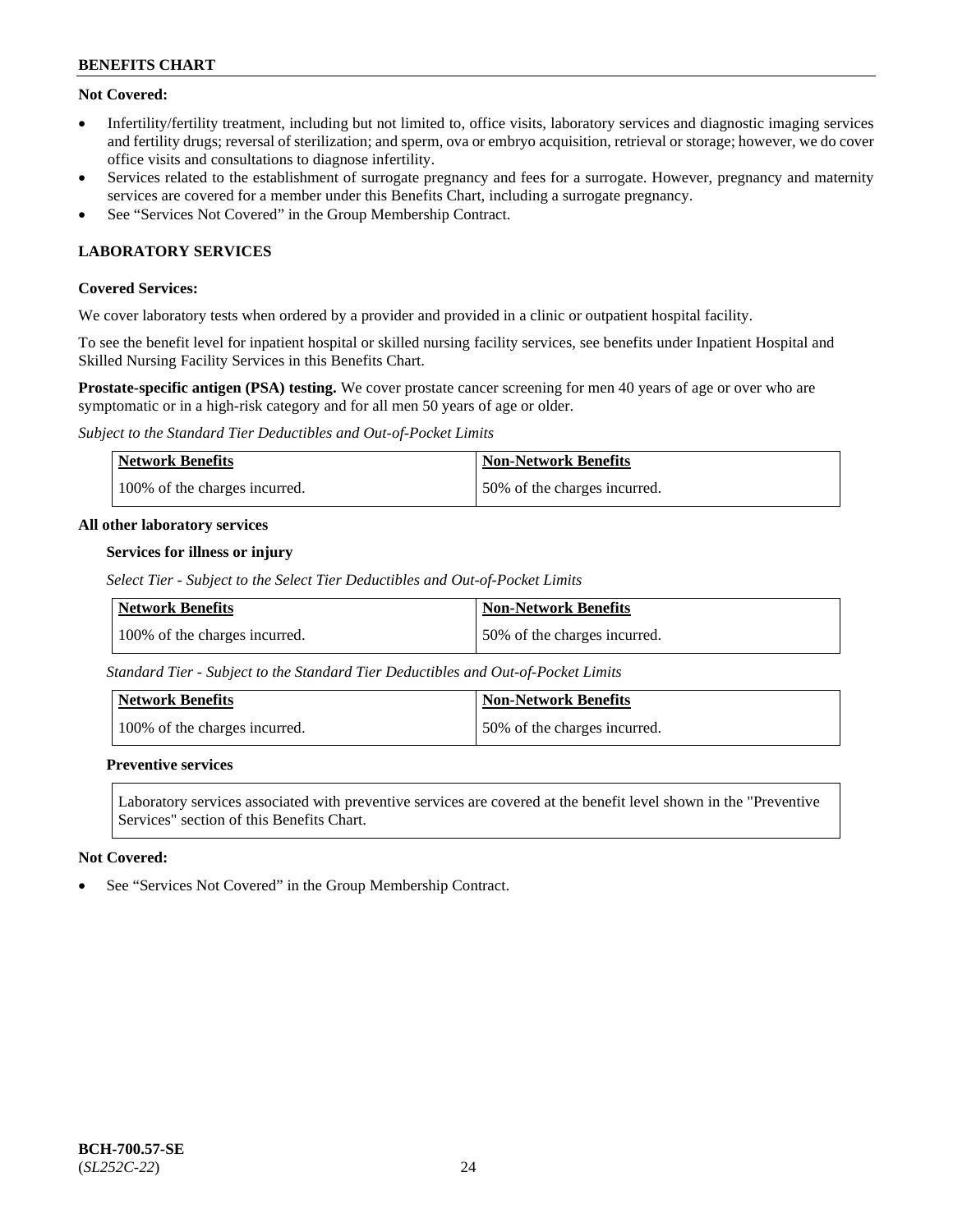**Not Covered:**

- Infertility/fertility treatment, including but not limited to, office visits, laboratory services and diagnostic imaging services and fertility drugs; reversal of sterilization; and sperm, ova or embryo acquisition, retrieval or storage; however, we do cover office visits and consultations to diagnose infertility.
- Services related to the establishment of surrogate pregnancy and fees for a surrogate. However, pregnancy and maternity services are covered for a member under this Benefits Chart, including a surrogate pregnancy.
- See "Services Not Covered" in the Group Membership Contract.

### LABORATORY SERVICES

**Covered Services:**

We cover laboratory tests when ordered by a provider and provided in a clinic or outpatient hospital facility.

To see the benefit level for inpatient hospital or skilled nursing facility services, see benefits under Inpatient Hospital and Skilled Nursing Facility Services in this Benefits Chart.

**Prostate-specific antigen (PSA) testing.** We cover prostate cancer screening for men 40 years of age or over who are symptomatic or in a high-risk category and for all men 50 years of age or older.

*Subject to the Standard Tier Deductibles and Out-of-Pocket Limits*

| Network Benefits | Non-Network Benefits |
|---|---|
| 100% of the charges incurred. | 50% of the charges incurred. |

**All other laboratory services**

**Services for illness or injury**

*Select Tier - Subject to the Select Tier Deductibles and Out-of-Pocket Limits*

| Network Benefits | Non-Network Benefits |
|---|---|
| 100% of the charges incurred. | 50% of the charges incurred. |

*Standard Tier - Subject to the Standard Tier Deductibles and Out-of-Pocket Limits*

| Network Benefits | Non-Network Benefits |
|---|---|
| 100% of the charges incurred. | 50% of the charges incurred. |

**Preventive services**

Laboratory services associated with preventive services are covered at the benefit level shown in the "Preventive Services" section of this Benefits Chart.

**Not Covered:**

- See "Services Not Covered" in the Group Membership Contract.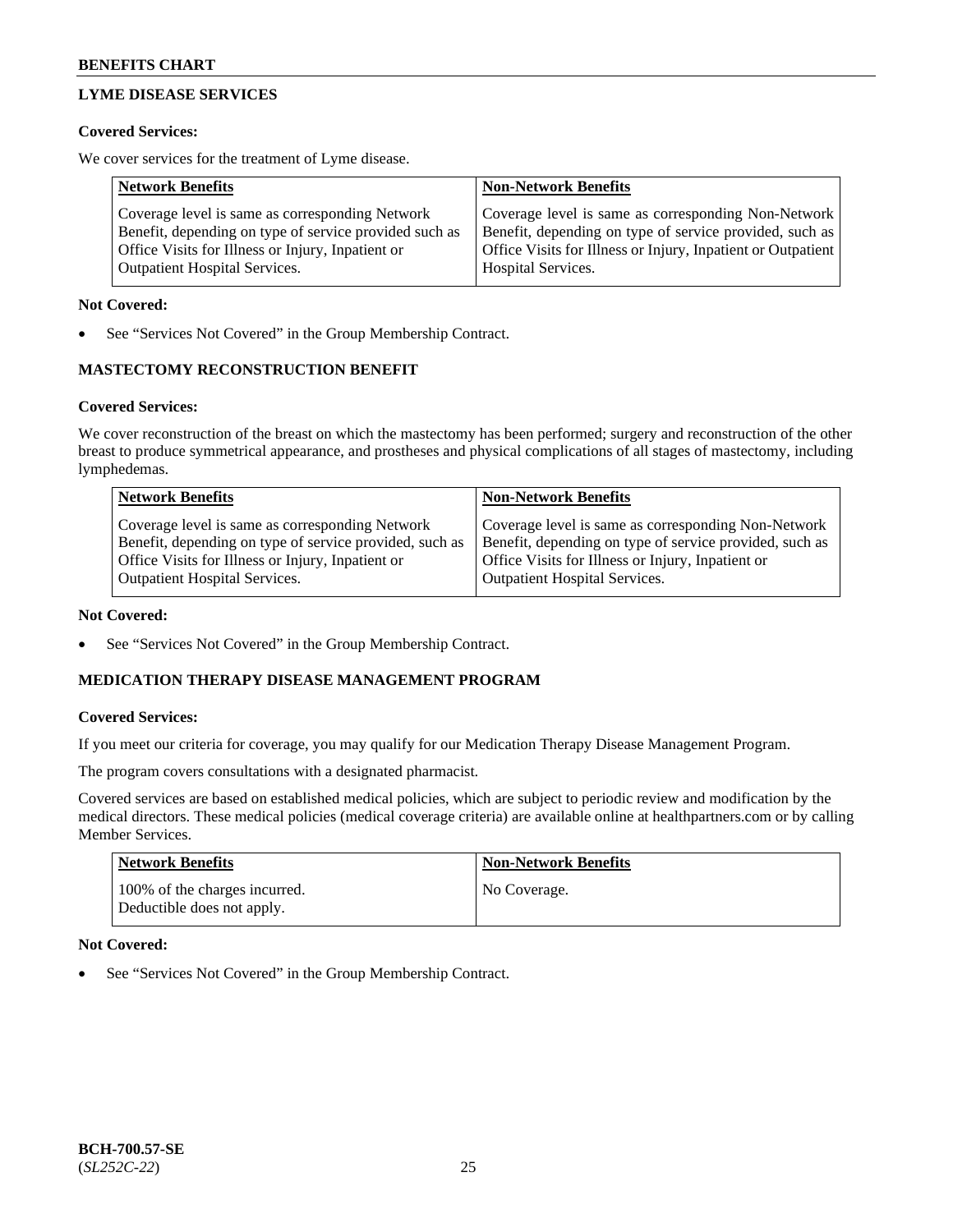## LYME DISEASE SERVICES

**Covered Services:**

We cover services for the treatment of Lyme disease.

| Network Benefits | Non-Network Benefits |
|---|---|
| Coverage level is same as corresponding Network Benefit, depending on type of service provided such as Office Visits for Illness or Injury, Inpatient or Outpatient Hospital Services. | Coverage level is same as corresponding Non-Network Benefit, depending on type of service provided, such as Office Visits for Illness or Injury, Inpatient or Outpatient Hospital Services. |

**Not Covered:**

- See "Services Not Covered" in the Group Membership Contract.

## MASTECTOMY RECONSTRUCTION BENEFIT

**Covered Services:**

We cover reconstruction of the breast on which the mastectomy has been performed; surgery and reconstruction of the other breast to produce symmetrical appearance, and prostheses and physical complications of all stages of mastectomy, including lymphedemas.

| Network Benefits | Non-Network Benefits |
|---|---|
| Coverage level is same as corresponding Network Benefit, depending on type of service provided, such as Office Visits for Illness or Injury, Inpatient or Outpatient Hospital Services. | Coverage level is same as corresponding Non-Network Benefit, depending on type of service provided, such as Office Visits for Illness or Injury, Inpatient or Outpatient Hospital Services. |

**Not Covered:**

- See "Services Not Covered" in the Group Membership Contract.

## MEDICATION THERAPY DISEASE MANAGEMENT PROGRAM

**Covered Services:**

If you meet our criteria for coverage, you may qualify for our Medication Therapy Disease Management Program.

The program covers consultations with a designated pharmacist.

Covered services are based on established medical policies, which are subject to periodic review and modification by the medical directors. These medical policies (medical coverage criteria) are available online at healthpartners.com or by calling Member Services.

| Network Benefits | Non-Network Benefits |
|---|---|
| 100% of the charges incurred. Deductible does not apply. | No Coverage. |

**Not Covered:**

- See "Services Not Covered" in the Group Membership Contract.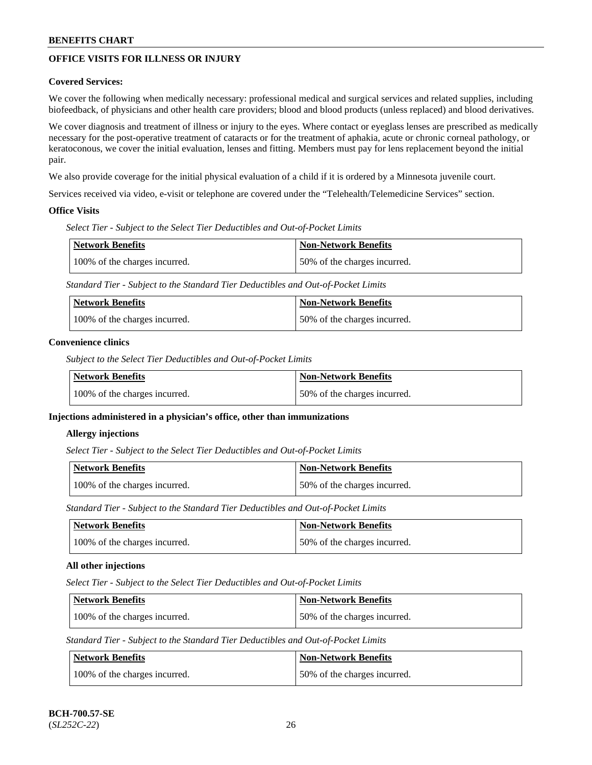## OFFICE VISITS FOR ILLNESS OR INJURY

**Covered Services:**

We cover the following when medically necessary: professional medical and surgical services and related supplies, including biofeedback, of physicians and other health care providers; blood and blood products (unless replaced) and blood derivatives.

We cover diagnosis and treatment of illness or injury to the eyes. Where contact or eyeglass lenses are prescribed as medically necessary for the post-operative treatment of cataracts or for the treatment of aphakia, acute or chronic corneal pathology, or keratoconous, we cover the initial evaluation, lenses and fitting. Members must pay for lens replacement beyond the initial pair.

We also provide coverage for the initial physical evaluation of a child if it is ordered by a Minnesota juvenile court.

Services received via video, e-visit or telephone are covered under the "Telehealth/Telemedicine Services" section.

**Office Visits**

*Select Tier - Subject to the Select Tier Deductibles and Out-of-Pocket Limits*

| Network Benefits | Non-Network Benefits |
|---|---|
| 100% of the charges incurred. | 50% of the charges incurred. |

*Standard Tier - Subject to the Standard Tier Deductibles and Out-of-Pocket Limits*

| Network Benefits | Non-Network Benefits |
|---|---|
| 100% of the charges incurred. | 50% of the charges incurred. |

**Convenience clinics**

*Subject to the Select Tier Deductibles and Out-of-Pocket Limits*

| Network Benefits | Non-Network Benefits |
|---|---|
| 100% of the charges incurred. | 50% of the charges incurred. |

**Injections administered in a physician's office, other than immunizations**

**Allergy injections**

*Select Tier - Subject to the Select Tier Deductibles and Out-of-Pocket Limits*

| Network Benefits | Non-Network Benefits |
|---|---|
| 100% of the charges incurred. | 50% of the charges incurred. |

*Standard Tier - Subject to the Standard Tier Deductibles and Out-of-Pocket Limits*

| Network Benefits | Non-Network Benefits |
|---|---|
| 100% of the charges incurred. | 50% of the charges incurred. |

**All other injections**

*Select Tier - Subject to the Select Tier Deductibles and Out-of-Pocket Limits*

| Network Benefits | Non-Network Benefits |
|---|---|
| 100% of the charges incurred. | 50% of the charges incurred. |

*Standard Tier - Subject to the Standard Tier Deductibles and Out-of-Pocket Limits*

| Network Benefits | Non-Network Benefits |
|---|---|
| 100% of the charges incurred. | 50% of the charges incurred. |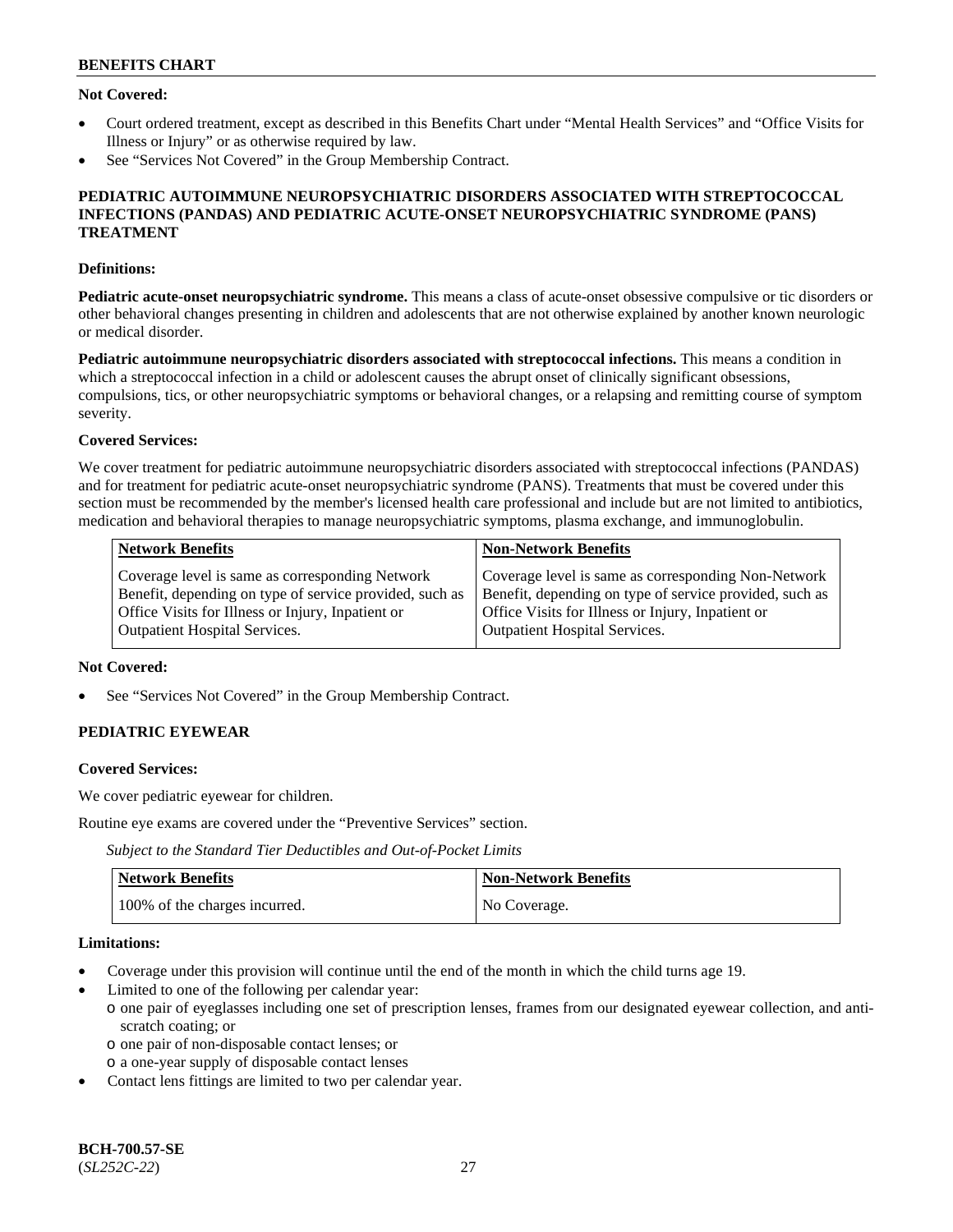**Not Covered:**

- Court ordered treatment, except as described in this Benefits Chart under "Mental Health Services" and "Office Visits for Illness or Injury" or as otherwise required by law.
- See "Services Not Covered" in the Group Membership Contract.

## PEDIATRIC AUTOIMMUNE NEUROPSYCHIATRIC DISORDERS ASSOCIATED WITH STREPTOCOCCAL INFECTIONS (PANDAS) AND PEDIATRIC ACUTE-ONSET NEUROPSYCHIATRIC SYNDROME (PANS) TREATMENT

**Definitions:**

**Pediatric acute-onset neuropsychiatric syndrome.** This means a class of acute-onset obsessive compulsive or tic disorders or other behavioral changes presenting in children and adolescents that are not otherwise explained by another known neurologic or medical disorder.

**Pediatric autoimmune neuropsychiatric disorders associated with streptococcal infections.** This means a condition in which a streptococcal infection in a child or adolescent causes the abrupt onset of clinically significant obsessions, compulsions, tics, or other neuropsychiatric symptoms or behavioral changes, or a relapsing and remitting course of symptom severity.

**Covered Services:**

We cover treatment for pediatric autoimmune neuropsychiatric disorders associated with streptococcal infections (PANDAS) and for treatment for pediatric acute-onset neuropsychiatric syndrome (PANS). Treatments that must be covered under this section must be recommended by the member's licensed health care professional and include but are not limited to antibiotics, medication and behavioral therapies to manage neuropsychiatric symptoms, plasma exchange, and immunoglobulin.

| Network Benefits | Non-Network Benefits |
|---|---|
| Coverage level is same as corresponding Network Benefit, depending on type of service provided, such as Office Visits for Illness or Injury, Inpatient or Outpatient Hospital Services. | Coverage level is same as corresponding Non-Network Benefit, depending on type of service provided, such as Office Visits for Illness or Injury, Inpatient or Outpatient Hospital Services. |

**Not Covered:**

- See "Services Not Covered" in the Group Membership Contract.

## PEDIATRIC EYEWEAR

**Covered Services:**

We cover pediatric eyewear for children.

Routine eye exams are covered under the "Preventive Services" section.

*Subject to the Standard Tier Deductibles and Out-of-Pocket Limits*

| Network Benefits | Non-Network Benefits |
|---|---|
| 100% of the charges incurred. | No Coverage. |

**Limitations:**

- Coverage under this provision will continue until the end of the month in which the child turns age 19.
- Limited to one of the following per calendar year:
  - one pair of eyeglasses including one set of prescription lenses, frames from our designated eyewear collection, and anti-scratch coating; or
  - one pair of non-disposable contact lenses; or
  - a one-year supply of disposable contact lenses
- Contact lens fittings are limited to two per calendar year.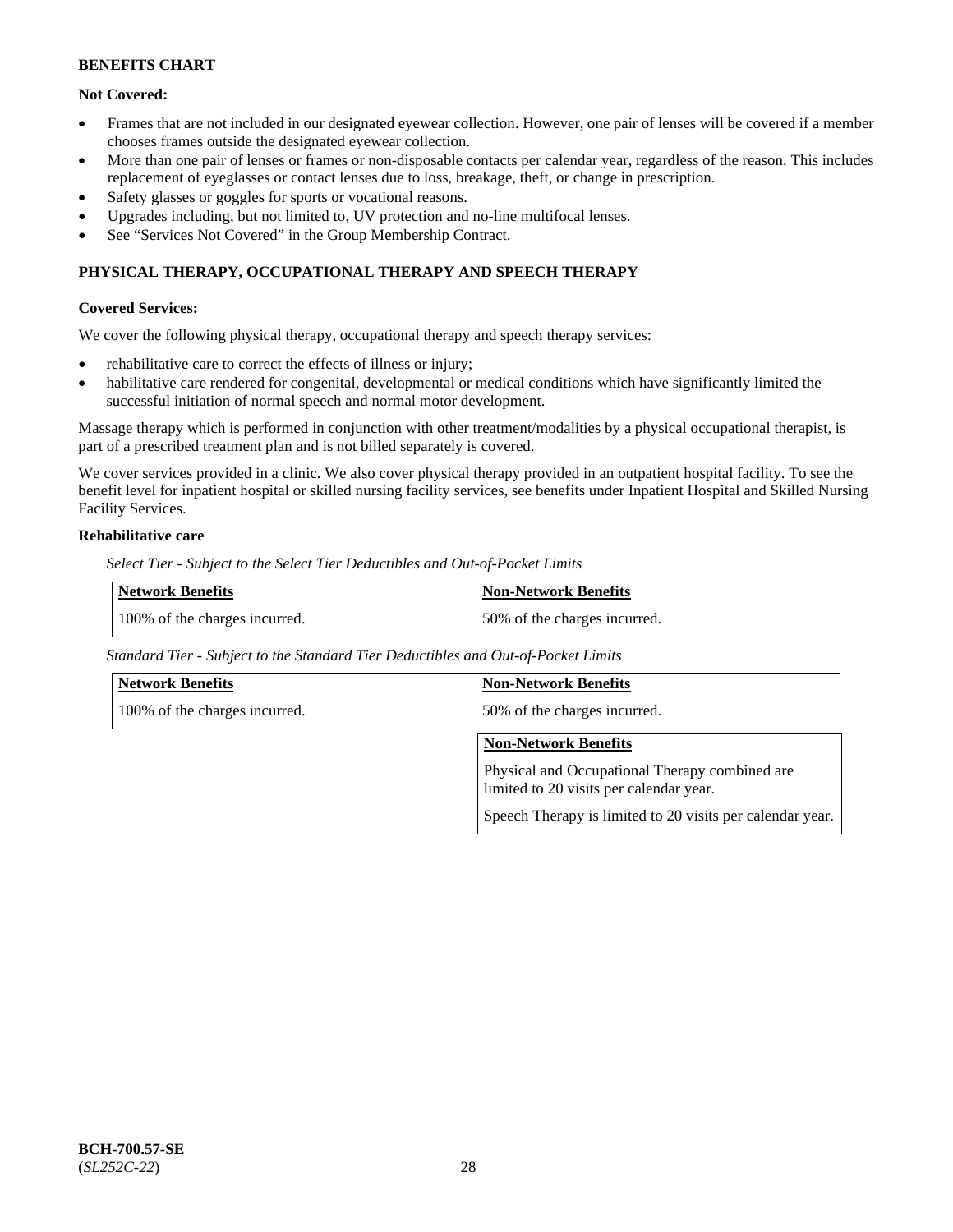**Not Covered:**

- Frames that are not included in our designated eyewear collection. However, one pair of lenses will be covered if a member chooses frames outside the designated eyewear collection.
- More than one pair of lenses or frames or non-disposable contacts per calendar year, regardless of the reason. This includes replacement of eyeglasses or contact lenses due to loss, breakage, theft, or change in prescription.
- Safety glasses or goggles for sports or vocational reasons.
- Upgrades including, but not limited to, UV protection and no-line multifocal lenses.
- See "Services Not Covered" in the Group Membership Contract.

## PHYSICAL THERAPY, OCCUPATIONAL THERAPY AND SPEECH THERAPY

**Covered Services:**

We cover the following physical therapy, occupational therapy and speech therapy services:

- rehabilitative care to correct the effects of illness or injury;
- habilitative care rendered for congenital, developmental or medical conditions which have significantly limited the successful initiation of normal speech and normal motor development.

Massage therapy which is performed in conjunction with other treatment/modalities by a physical occupational therapist, is part of a prescribed treatment plan and is not billed separately is covered.

We cover services provided in a clinic. We also cover physical therapy provided in an outpatient hospital facility. To see the benefit level for inpatient hospital or skilled nursing facility services, see benefits under Inpatient Hospital and Skilled Nursing Facility Services.

**Rehabilitative care**

*Select Tier - Subject to the Select Tier Deductibles and Out-of-Pocket Limits*

| Network Benefits | Non-Network Benefits |
|---|---|
| 100% of the charges incurred. | 50% of the charges incurred. |

*Standard Tier - Subject to the Standard Tier Deductibles and Out-of-Pocket Limits*

| Network Benefits | Non-Network Benefits |
|---|---|
| 100% of the charges incurred. | 50% of the charges incurred. |

| Non-Network Benefits |
|---|
| Physical and Occupational Therapy combined are limited to 20 visits per calendar year.<br><br>Speech Therapy is limited to 20 visits per calendar year. |

BCH-700.57-SE
(*SL252C-22*)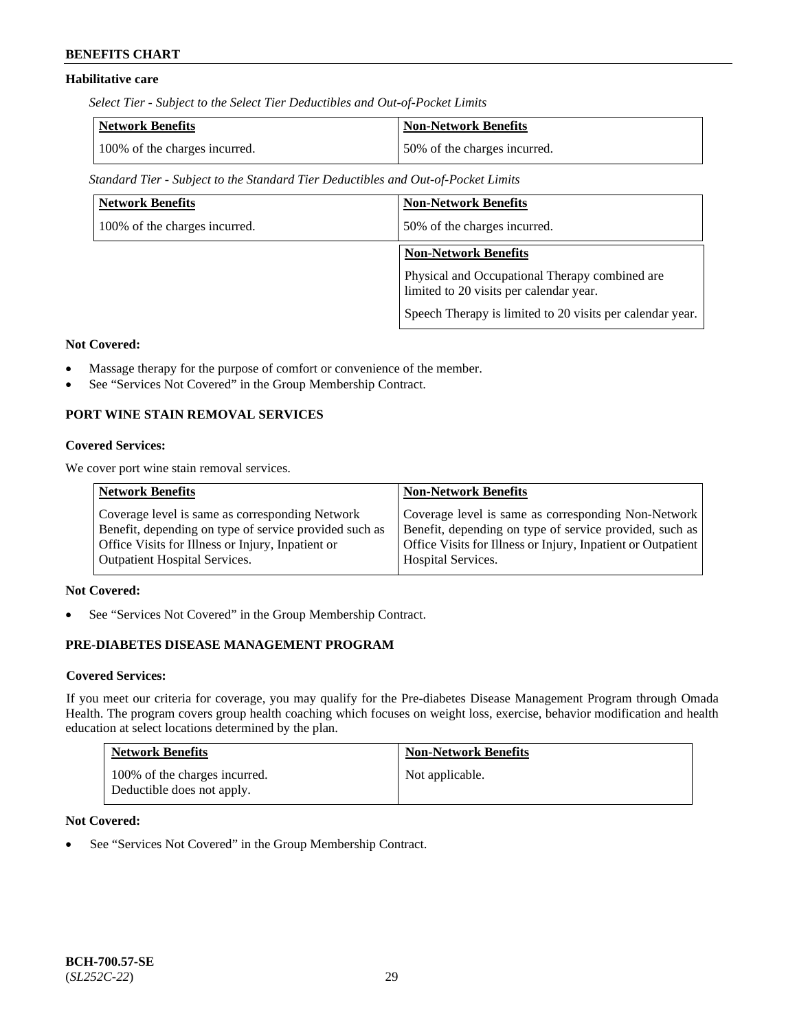**Habilitative care**

*Select Tier - Subject to the Select Tier Deductibles and Out-of-Pocket Limits*

| Network Benefits | Non-Network Benefits |
| --- | --- |
| 100% of the charges incurred. | 50% of the charges incurred. |

*Standard Tier - Subject to the Standard Tier Deductibles and Out-of-Pocket Limits*

| Network Benefits | Non-Network Benefits |
| --- | --- |
| 100% of the charges incurred. | 50% of the charges incurred. |

| Non-Network Benefits |
| --- |
| Physical and Occupational Therapy combined are limited to 20 visits per calendar year. Speech Therapy is limited to 20 visits per calendar year. |

**Not Covered:**

- Massage therapy for the purpose of comfort or convenience of the member.
- See "Services Not Covered" in the Group Membership Contract.

## PORT WINE STAIN REMOVAL SERVICES

**Covered Services:**

We cover port wine stain removal services.

| Network Benefits | Non-Network Benefits |
| --- | --- |
| Coverage level is same as corresponding Network Benefit, depending on type of service provided such as Office Visits for Illness or Injury, Inpatient or Outpatient Hospital Services. | Coverage level is same as corresponding Non-Network Benefit, depending on type of service provided, such as Office Visits for Illness or Injury, Inpatient or Outpatient Hospital Services. |

**Not Covered:**

- See "Services Not Covered" in the Group Membership Contract.

## PRE-DIABETES DISEASE MANAGEMENT PROGRAM

**Covered Services:**

If you meet our criteria for coverage, you may qualify for the Pre-diabetes Disease Management Program through Omada Health. The program covers group health coaching which focuses on weight loss, exercise, behavior modification and health education at select locations determined by the plan.

| Network Benefits | Non-Network Benefits |
| --- | --- |
| 100% of the charges incurred. Deductible does not apply. | Not applicable. |

**Not Covered:**

- See "Services Not Covered" in the Group Membership Contract.

**BCH-700.57-SE**
(*SL252C-22*)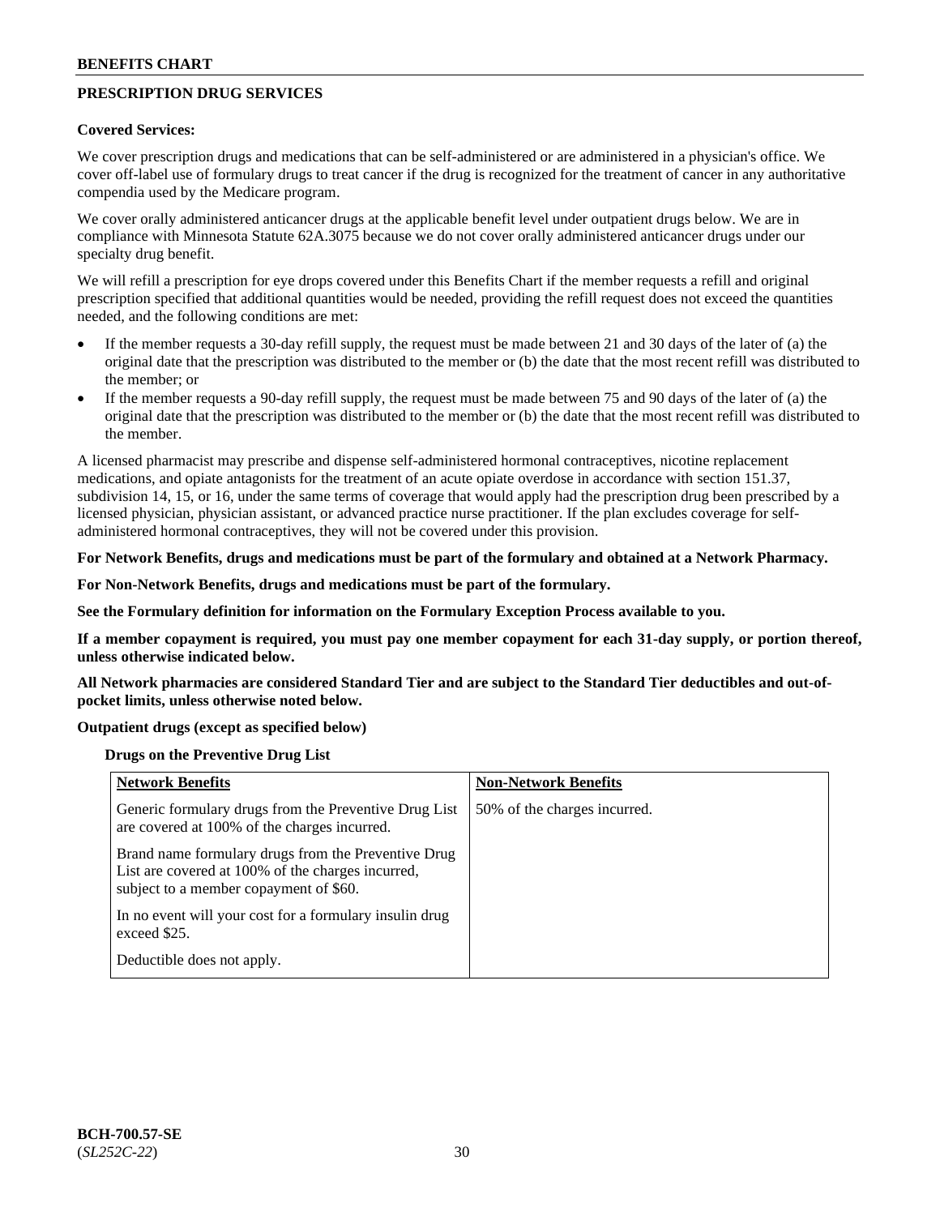**PRESCRIPTION DRUG SERVICES**

**Covered Services:**

We cover prescription drugs and medications that can be self-administered or are administered in a physician's office. We cover off-label use of formulary drugs to treat cancer if the drug is recognized for the treatment of cancer in any authoritative compendia used by the Medicare program.

We cover orally administered anticancer drugs at the applicable benefit level under outpatient drugs below. We are in compliance with Minnesota Statute 62A.3075 because we do not cover orally administered anticancer drugs under our specialty drug benefit.

We will refill a prescription for eye drops covered under this Benefits Chart if the member requests a refill and original prescription specified that additional quantities would be needed, providing the refill request does not exceed the quantities needed, and the following conditions are met:

- If the member requests a 30-day refill supply, the request must be made between 21 and 30 days of the later of (a) the original date that the prescription was distributed to the member or (b) the date that the most recent refill was distributed to the member; or
- If the member requests a 90-day refill supply, the request must be made between 75 and 90 days of the later of (a) the original date that the prescription was distributed to the member or (b) the date that the most recent refill was distributed to the member.

A licensed pharmacist may prescribe and dispense self-administered hormonal contraceptives, nicotine replacement medications, and opiate antagonists for the treatment of an acute opiate overdose in accordance with section 151.37, subdivision 14, 15, or 16, under the same terms of coverage that would apply had the prescription drug been prescribed by a licensed physician, physician assistant, or advanced practice nurse practitioner. If the plan excludes coverage for self-administered hormonal contraceptives, they will not be covered under this provision.

**For Network Benefits, drugs and medications must be part of the formulary and obtained at a Network Pharmacy.**

**For Non-Network Benefits, drugs and medications must be part of the formulary.**

**See the Formulary definition for information on the Formulary Exception Process available to you.**

**If a member copayment is required, you must pay one member copayment for each 31-day supply, or portion thereof, unless otherwise indicated below.**

**All Network pharmacies are considered Standard Tier and are subject to the Standard Tier deductibles and out-of-pocket limits, unless otherwise noted below.**

**Outpatient drugs (except as specified below)**

**Drugs on the Preventive Drug List**

| Network Benefits | Non-Network Benefits |
|---|---|
| Generic formulary drugs from the Preventive Drug List are covered at 100% of the charges incurred.<br><br>Brand name formulary drugs from the Preventive Drug List are covered at 100% of the charges incurred, subject to a member copayment of $60.<br><br>In no event will your cost for a formulary insulin drug exceed $25.<br><br>Deductible does not apply. | 50% of the charges incurred. |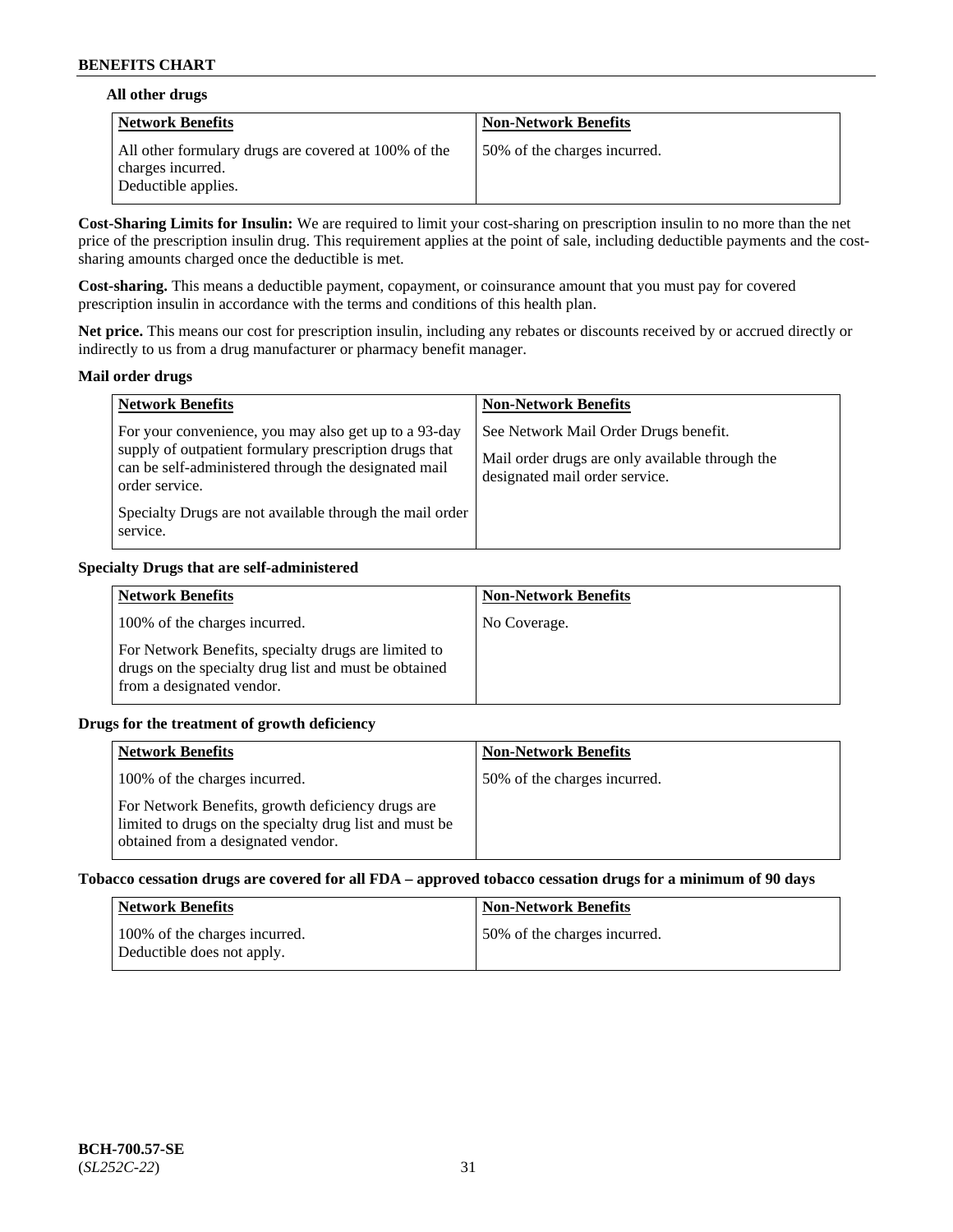### All other drugs

| Network Benefits | Non-Network Benefits |
| --- | --- |
| All other formulary drugs are covered at 100% of the charges incurred.<br>Deductible applies. | 50% of the charges incurred. |

**Cost-Sharing Limits for Insulin:** We are required to limit your cost-sharing on prescription insulin to no more than the net price of the prescription insulin drug. This requirement applies at the point of sale, including deductible payments and the cost-sharing amounts charged once the deductible is met.

**Cost-sharing.** This means a deductible payment, copayment, or coinsurance amount that you must pay for covered prescription insulin in accordance with the terms and conditions of this health plan.

**Net price.** This means our cost for prescription insulin, including any rebates or discounts received by or accrued directly or indirectly to us from a drug manufacturer or pharmacy benefit manager.

### Mail order drugs

| Network Benefits | Non-Network Benefits |
| --- | --- |
| For your convenience, you may also get up to a 93-day supply of outpatient formulary prescription drugs that can be self-administered through the designated mail order service.<br><br>Specialty Drugs are not available through the mail order service. | See Network Mail Order Drugs benefit.<br><br>Mail order drugs are only available through the designated mail order service. |

### Specialty Drugs that are self-administered

| Network Benefits | Non-Network Benefits |
| --- | --- |
| 100% of the charges incurred.<br><br>For Network Benefits, specialty drugs are limited to drugs on the specialty drug list and must be obtained from a designated vendor. | No Coverage. |

### Drugs for the treatment of growth deficiency

| Network Benefits | Non-Network Benefits |
| --- | --- |
| 100% of the charges incurred.<br><br>For Network Benefits, growth deficiency drugs are limited to drugs on the specialty drug list and must be obtained from a designated vendor. | 50% of the charges incurred. |

### Tobacco cessation drugs are covered for all FDA – approved tobacco cessation drugs for a minimum of 90 days

| Network Benefits | Non-Network Benefits |
| --- | --- |
| 100% of the charges incurred.<br>Deductible does not apply. | 50% of the charges incurred. |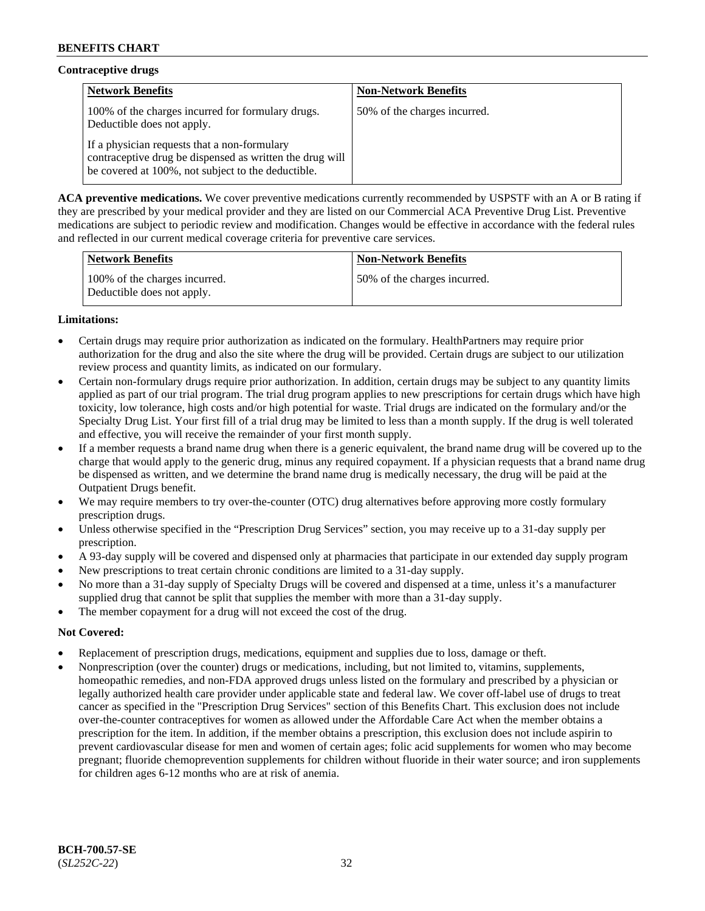**Contraceptive drugs**

| Network Benefits | Non-Network Benefits |
|---|---|
| 100% of the charges incurred for formulary drugs. Deductible does not apply.<br><br>If a physician requests that a non-formulary contraceptive drug be dispensed as written the drug will be covered at 100%, not subject to the deductible. | 50% of the charges incurred. |

**ACA preventive medications.** We cover preventive medications currently recommended by USPSTF with an A or B rating if they are prescribed by your medical provider and they are listed on our Commercial ACA Preventive Drug List. Preventive medications are subject to periodic review and modification. Changes would be effective in accordance with the federal rules and reflected in our current medical coverage criteria for preventive care services.

| Network Benefits | Non-Network Benefits |
|---|---|
| 100% of the charges incurred. Deductible does not apply. | 50% of the charges incurred. |

**Limitations:**

- Certain drugs may require prior authorization as indicated on the formulary. HealthPartners may require prior authorization for the drug and also the site where the drug will be provided. Certain drugs are subject to our utilization review process and quantity limits, as indicated on our formulary.
- Certain non-formulary drugs require prior authorization. In addition, certain drugs may be subject to any quantity limits applied as part of our trial program. The trial drug program applies to new prescriptions for certain drugs which have high toxicity, low tolerance, high costs and/or high potential for waste. Trial drugs are indicated on the formulary and/or the Specialty Drug List. Your first fill of a trial drug may be limited to less than a month supply. If the drug is well tolerated and effective, you will receive the remainder of your first month supply.
- If a member requests a brand name drug when there is a generic equivalent, the brand name drug will be covered up to the charge that would apply to the generic drug, minus any required copayment. If a physician requests that a brand name drug be dispensed as written, and we determine the brand name drug is medically necessary, the drug will be paid at the Outpatient Drugs benefit.
- We may require members to try over-the-counter (OTC) drug alternatives before approving more costly formulary prescription drugs.
- Unless otherwise specified in the "Prescription Drug Services" section, you may receive up to a 31-day supply per prescription.
- A 93-day supply will be covered and dispensed only at pharmacies that participate in our extended day supply program
- New prescriptions to treat certain chronic conditions are limited to a 31-day supply.
- No more than a 31-day supply of Specialty Drugs will be covered and dispensed at a time, unless it's a manufacturer supplied drug that cannot be split that supplies the member with more than a 31-day supply.
- The member copayment for a drug will not exceed the cost of the drug.

**Not Covered:**

- Replacement of prescription drugs, medications, equipment and supplies due to loss, damage or theft.
- Nonprescription (over the counter) drugs or medications, including, but not limited to, vitamins, supplements, homeopathic remedies, and non-FDA approved drugs unless listed on the formulary and prescribed by a physician or legally authorized health care provider under applicable state and federal law. We cover off-label use of drugs to treat cancer as specified in the "Prescription Drug Services" section of this Benefits Chart. This exclusion does not include over-the-counter contraceptives for women as allowed under the Affordable Care Act when the member obtains a prescription for the item. In addition, if the member obtains a prescription, this exclusion does not include aspirin to prevent cardiovascular disease for men and women of certain ages; folic acid supplements for women who may become pregnant; fluoride chemoprevention supplements for children without fluoride in their water source; and iron supplements for children ages 6-12 months who are at risk of anemia.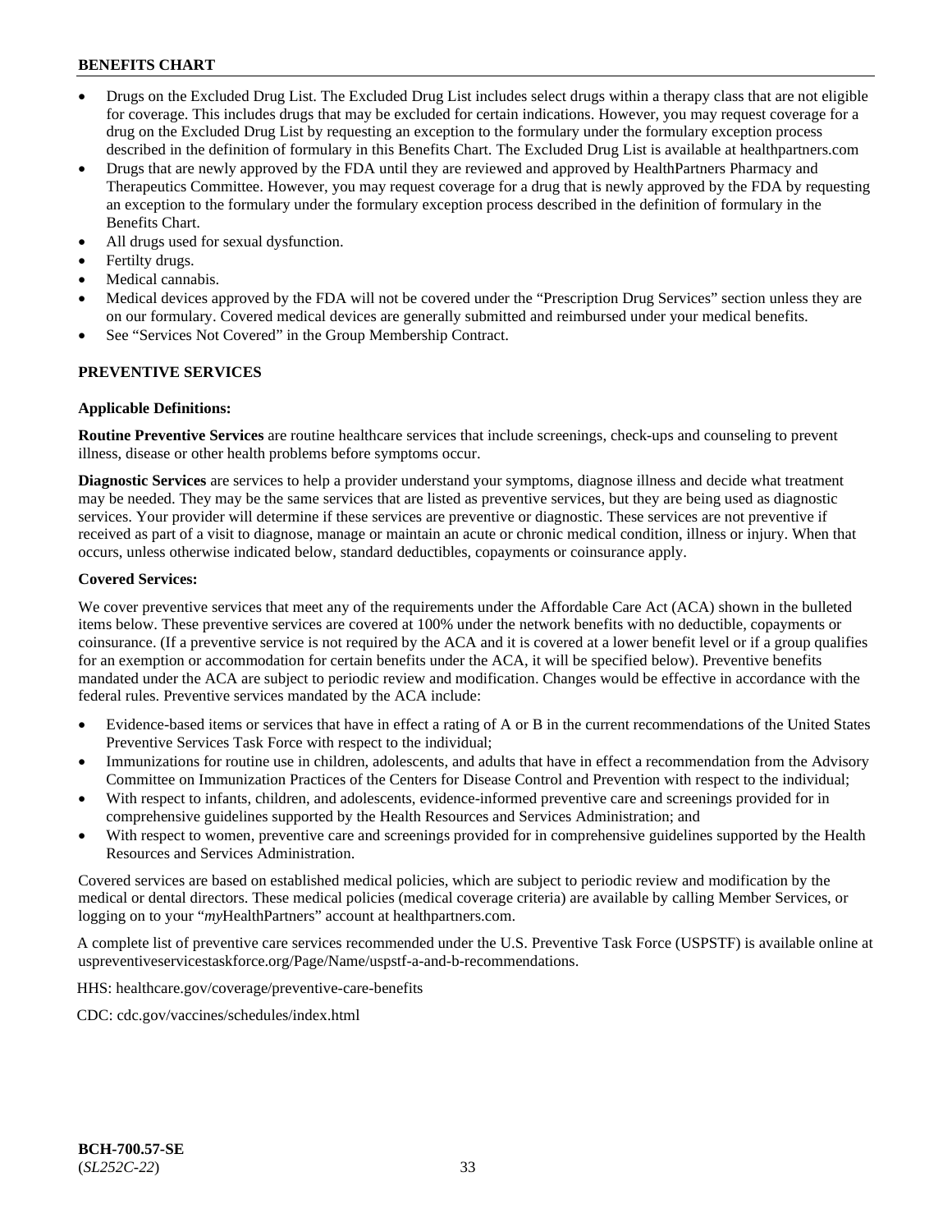- Drugs on the Excluded Drug List. The Excluded Drug List includes select drugs within a therapy class that are not eligible for coverage. This includes drugs that may be excluded for certain indications. However, you may request coverage for a drug on the Excluded Drug List by requesting an exception to the formulary under the formulary exception process described in the definition of formulary in this Benefits Chart. The Excluded Drug List is available at healthpartners.com
- Drugs that are newly approved by the FDA until they are reviewed and approved by HealthPartners Pharmacy and Therapeutics Committee. However, you may request coverage for a drug that is newly approved by the FDA by requesting an exception to the formulary under the formulary exception process described in the definition of formulary in the Benefits Chart.
- All drugs used for sexual dysfunction.
- Fertilty drugs.
- Medical cannabis.
- Medical devices approved by the FDA will not be covered under the "Prescription Drug Services" section unless they are on our formulary. Covered medical devices are generally submitted and reimbursed under your medical benefits.
- See "Services Not Covered" in the Group Membership Contract.

## PREVENTIVE SERVICES

**Applicable Definitions:**

**Routine Preventive Services** are routine healthcare services that include screenings, check-ups and counseling to prevent illness, disease or other health problems before symptoms occur.

**Diagnostic Services** are services to help a provider understand your symptoms, diagnose illness and decide what treatment may be needed. They may be the same services that are listed as preventive services, but they are being used as diagnostic services. Your provider will determine if these services are preventive or diagnostic. These services are not preventive if received as part of a visit to diagnose, manage or maintain an acute or chronic medical condition, illness or injury. When that occurs, unless otherwise indicated below, standard deductibles, copayments or coinsurance apply.

**Covered Services:**

We cover preventive services that meet any of the requirements under the Affordable Care Act (ACA) shown in the bulleted items below. These preventive services are covered at 100% under the network benefits with no deductible, copayments or coinsurance. (If a preventive service is not required by the ACA and it is covered at a lower benefit level or if a group qualifies for an exemption or accommodation for certain benefits under the ACA, it will be specified below). Preventive benefits mandated under the ACA are subject to periodic review and modification. Changes would be effective in accordance with the federal rules. Preventive services mandated by the ACA include:

- Evidence-based items or services that have in effect a rating of A or B in the current recommendations of the United States Preventive Services Task Force with respect to the individual;
- Immunizations for routine use in children, adolescents, and adults that have in effect a recommendation from the Advisory Committee on Immunization Practices of the Centers for Disease Control and Prevention with respect to the individual;
- With respect to infants, children, and adolescents, evidence-informed preventive care and screenings provided for in comprehensive guidelines supported by the Health Resources and Services Administration; and
- With respect to women, preventive care and screenings provided for in comprehensive guidelines supported by the Health Resources and Services Administration.

Covered services are based on established medical policies, which are subject to periodic review and modification by the medical or dental directors. These medical policies (medical coverage criteria) are available by calling Member Services, or logging on to your "*my*HealthPartners" account at healthpartners.com.

A complete list of preventive care services recommended under the U.S. Preventive Task Force (USPSTF) is available online at uspreventiveservicestaskforce.org/Page/Name/uspstf-a-and-b-recommendations.

HHS: healthcare.gov/coverage/preventive-care-benefits

CDC: cdc.gov/vaccines/schedules/index.html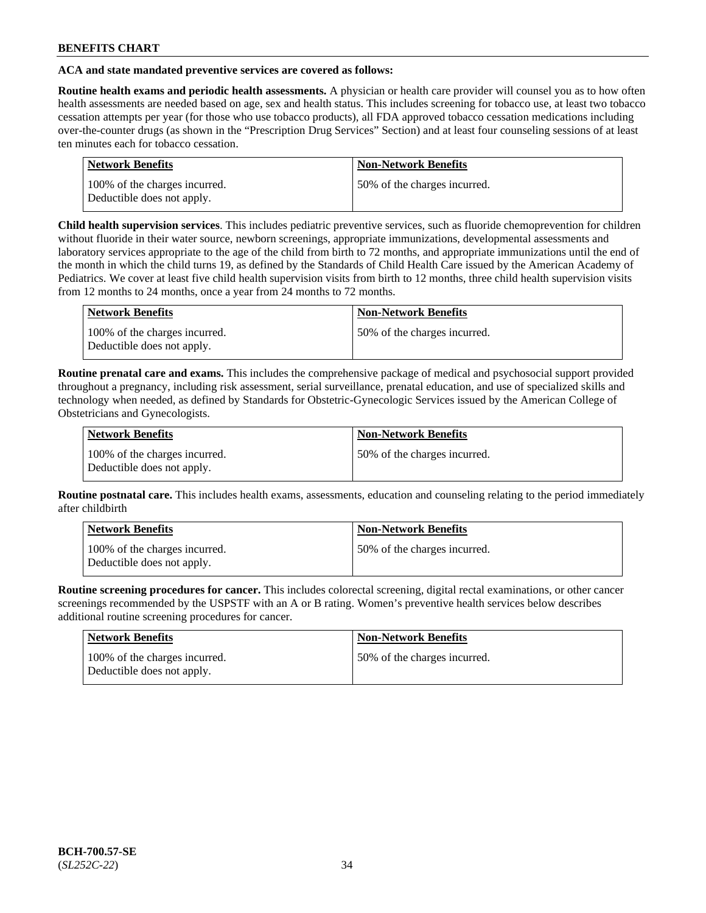**ACA and state mandated preventive services are covered as follows:**

**Routine health exams and periodic health assessments.** A physician or health care provider will counsel you as to how often health assessments are needed based on age, sex and health status. This includes screening for tobacco use, at least two tobacco cessation attempts per year (for those who use tobacco products), all FDA approved tobacco cessation medications including over-the-counter drugs (as shown in the "Prescription Drug Services" Section) and at least four counseling sessions of at least ten minutes each for tobacco cessation.

| Network Benefits | Non-Network Benefits |
|---|---|
| 100% of the charges incurred. Deductible does not apply. | 50% of the charges incurred. |

**Child health supervision services**. This includes pediatric preventive services, such as fluoride chemoprevention for children without fluoride in their water source, newborn screenings, appropriate immunizations, developmental assessments and laboratory services appropriate to the age of the child from birth to 72 months, and appropriate immunizations until the end of the month in which the child turns 19, as defined by the Standards of Child Health Care issued by the American Academy of Pediatrics. We cover at least five child health supervision visits from birth to 12 months, three child health supervision visits from 12 months to 24 months, once a year from 24 months to 72 months.

| Network Benefits | Non-Network Benefits |
|---|---|
| 100% of the charges incurred. Deductible does not apply. | 50% of the charges incurred. |

**Routine prenatal care and exams.** This includes the comprehensive package of medical and psychosocial support provided throughout a pregnancy, including risk assessment, serial surveillance, prenatal education, and use of specialized skills and technology when needed, as defined by Standards for Obstetric-Gynecologic Services issued by the American College of Obstetricians and Gynecologists.

| Network Benefits | Non-Network Benefits |
|---|---|
| 100% of the charges incurred. Deductible does not apply. | 50% of the charges incurred. |

**Routine postnatal care.** This includes health exams, assessments, education and counseling relating to the period immediately after childbirth

| Network Benefits | Non-Network Benefits |
|---|---|
| 100% of the charges incurred. Deductible does not apply. | 50% of the charges incurred. |

**Routine screening procedures for cancer.** This includes colorectal screening, digital rectal examinations, or other cancer screenings recommended by the USPSTF with an A or B rating. Women's preventive health services below describes additional routine screening procedures for cancer.

| Network Benefits | Non-Network Benefits |
|---|---|
| 100% of the charges incurred. Deductible does not apply. | 50% of the charges incurred. |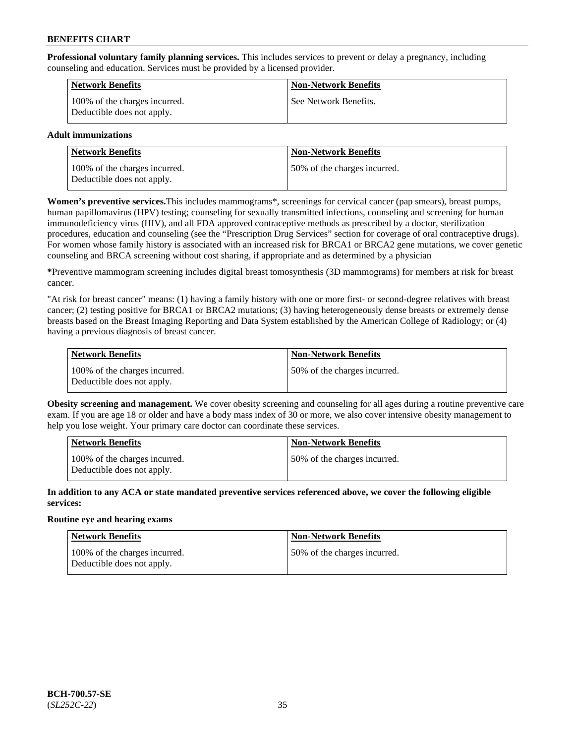**Professional voluntary family planning services.** This includes services to prevent or delay a pregnancy, including counseling and education. Services must be provided by a licensed provider.

| Network Benefits | Non-Network Benefits |
|---|---|
| 100% of the charges incurred. Deductible does not apply. | See Network Benefits. |

**Adult immunizations**

| Network Benefits | Non-Network Benefits |
|---|---|
| 100% of the charges incurred. Deductible does not apply. | 50% of the charges incurred. |

**Women's preventive services.**This includes mammograms*, screenings for cervical cancer (pap smears), breast pumps, human papillomavirus (HPV) testing; counseling for sexually transmitted infections, counseling and screening for human immunodeficiency virus (HIV), and all FDA approved contraceptive methods as prescribed by a doctor, sterilization procedures, education and counseling (see the "Prescription Drug Services" section for coverage of oral contraceptive drugs). For women whose family history is associated with an increased risk for BRCA1 or BRCA2 gene mutations, we cover genetic counseling and BRCA screening without cost sharing, if appropriate and as determined by a physician

**\***Preventive mammogram screening includes digital breast tomosynthesis (3D mammograms) for members at risk for breast cancer.

"At risk for breast cancer" means: (1) having a family history with one or more first- or second-degree relatives with breast cancer; (2) testing positive for BRCA1 or BRCA2 mutations; (3) having heterogeneously dense breasts or extremely dense breasts based on the Breast Imaging Reporting and Data System established by the American College of Radiology; or (4) having a previous diagnosis of breast cancer.

| Network Benefits | Non-Network Benefits |
|---|---|
| 100% of the charges incurred. Deductible does not apply. | 50% of the charges incurred. |

**Obesity screening and management.** We cover obesity screening and counseling for all ages during a routine preventive care exam. If you are age 18 or older and have a body mass index of 30 or more, we also cover intensive obesity management to help you lose weight. Your primary care doctor can coordinate these services.

| Network Benefits | Non-Network Benefits |
|---|---|
| 100% of the charges incurred. Deductible does not apply. | 50% of the charges incurred. |

**In addition to any ACA or state mandated preventive services referenced above, we cover the following eligible services:**

**Routine eye and hearing exams**

| Network Benefits | Non-Network Benefits |
|---|---|
| 100% of the charges incurred. Deductible does not apply. | 50% of the charges incurred. |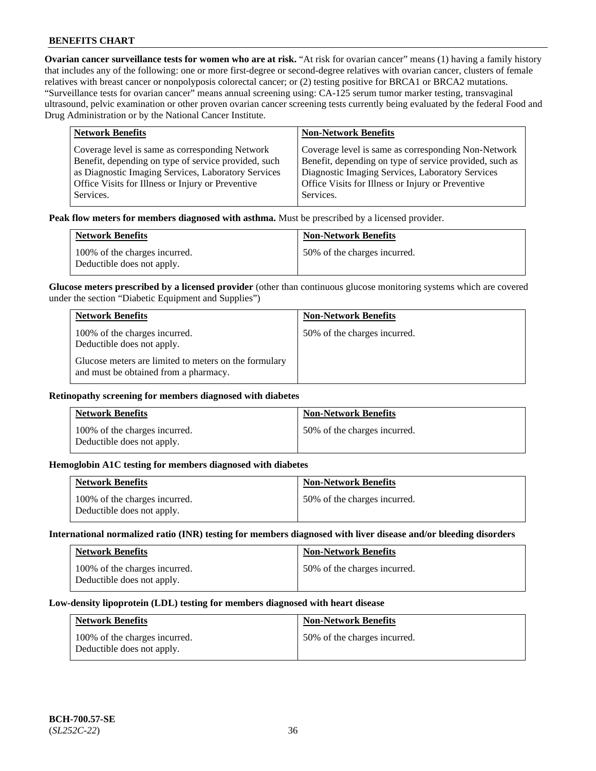**Ovarian cancer surveillance tests for women who are at risk.** "At risk for ovarian cancer" means (1) having a family history that includes any of the following: one or more first-degree or second-degree relatives with ovarian cancer, clusters of female relatives with breast cancer or nonpolyposis colorectal cancer; or (2) testing positive for BRCA1 or BRCA2 mutations. "Surveillance tests for ovarian cancer" means annual screening using: CA-125 serum tumor marker testing, transvaginal ultrasound, pelvic examination or other proven ovarian cancer screening tests currently being evaluated by the federal Food and Drug Administration or by the National Cancer Institute.

| Network Benefits | Non-Network Benefits |
|---|---|
| Coverage level is same as corresponding Network Benefit, depending on type of service provided, such as Diagnostic Imaging Services, Laboratory Services Office Visits for Illness or Injury or Preventive Services. | Coverage level is same as corresponding Non-Network Benefit, depending on type of service provided, such as Diagnostic Imaging Services, Laboratory Services Office Visits for Illness or Injury or Preventive Services. |

**Peak flow meters for members diagnosed with asthma.** Must be prescribed by a licensed provider.

| Network Benefits | Non-Network Benefits |
|---|---|
| 100% of the charges incurred. Deductible does not apply. | 50% of the charges incurred. |

**Glucose meters prescribed by a licensed provider** (other than continuous glucose monitoring systems which are covered under the section "Diabetic Equipment and Supplies")

| Network Benefits | Non-Network Benefits |
|---|---|
| 100% of the charges incurred. Deductible does not apply.<br><br>Glucose meters are limited to meters on the formulary and must be obtained from a pharmacy. | 50% of the charges incurred. |

**Retinopathy screening for members diagnosed with diabetes**

| Network Benefits | Non-Network Benefits |
|---|---|
| 100% of the charges incurred. Deductible does not apply. | 50% of the charges incurred. |

**Hemoglobin A1C testing for members diagnosed with diabetes**

| Network Benefits | Non-Network Benefits |
|---|---|
| 100% of the charges incurred. Deductible does not apply. | 50% of the charges incurred. |

**International normalized ratio (INR) testing for members diagnosed with liver disease and/or bleeding disorders**

| Network Benefits | Non-Network Benefits |
|---|---|
| 100% of the charges incurred. Deductible does not apply. | 50% of the charges incurred. |

**Low-density lipoprotein (LDL) testing for members diagnosed with heart disease**

| Network Benefits | Non-Network Benefits |
|---|---|
| 100% of the charges incurred. Deductible does not apply. | 50% of the charges incurred. |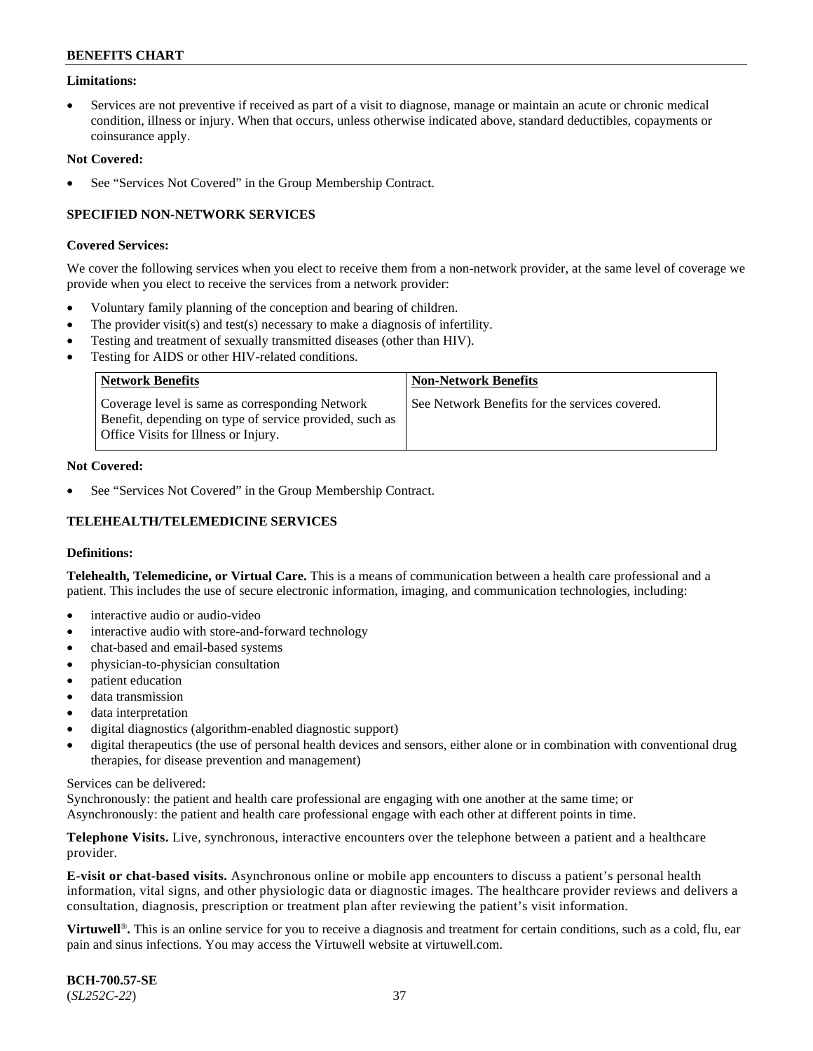**Limitations:**

- Services are not preventive if received as part of a visit to diagnose, manage or maintain an acute or chronic medical condition, illness or injury. When that occurs, unless otherwise indicated above, standard deductibles, copayments or coinsurance apply.

**Not Covered:**

- See "Services Not Covered" in the Group Membership Contract.

### SPECIFIED NON-NETWORK SERVICES

**Covered Services:**

We cover the following services when you elect to receive them from a non-network provider, at the same level of coverage we provide when you elect to receive the services from a network provider:

- Voluntary family planning of the conception and bearing of children.
- The provider visit(s) and test(s) necessary to make a diagnosis of infertility.
- Testing and treatment of sexually transmitted diseases (other than HIV).
- Testing for AIDS or other HIV-related conditions.

| Network Benefits | Non-Network Benefits |
|---|---|
| Coverage level is same as corresponding Network Benefit, depending on type of service provided, such as Office Visits for Illness or Injury. | See Network Benefits for the services covered. |

**Not Covered:**

- See "Services Not Covered" in the Group Membership Contract.

### TELEHEALTH/TELEMEDICINE SERVICES

**Definitions:**

**Telehealth, Telemedicine, or Virtual Care.** This is a means of communication between a health care professional and a patient. This includes the use of secure electronic information, imaging, and communication technologies, including:

- interactive audio or audio-video
- interactive audio with store-and-forward technology
- chat-based and email-based systems
- physician-to-physician consultation
- patient education
- data transmission
- data interpretation
- digital diagnostics (algorithm-enabled diagnostic support)
- digital therapeutics (the use of personal health devices and sensors, either alone or in combination with conventional drug therapies, for disease prevention and management)

Services can be delivered:
Synchronously: the patient and health care professional are engaging with one another at the same time; or
Asynchronously: the patient and health care professional engage with each other at different points in time.

**Telephone Visits.** Live, synchronous, interactive encounters over the telephone between a patient and a healthcare provider.

**E-visit or chat-based visits.** Asynchronous online or mobile app encounters to discuss a patient's personal health information, vital signs, and other physiologic data or diagnostic images. The healthcare provider reviews and delivers a consultation, diagnosis, prescription or treatment plan after reviewing the patient's visit information.

**Virtuwell®.** This is an online service for you to receive a diagnosis and treatment for certain conditions, such as a cold, flu, ear pain and sinus infections. You may access the Virtuwell website at virtuwell.com.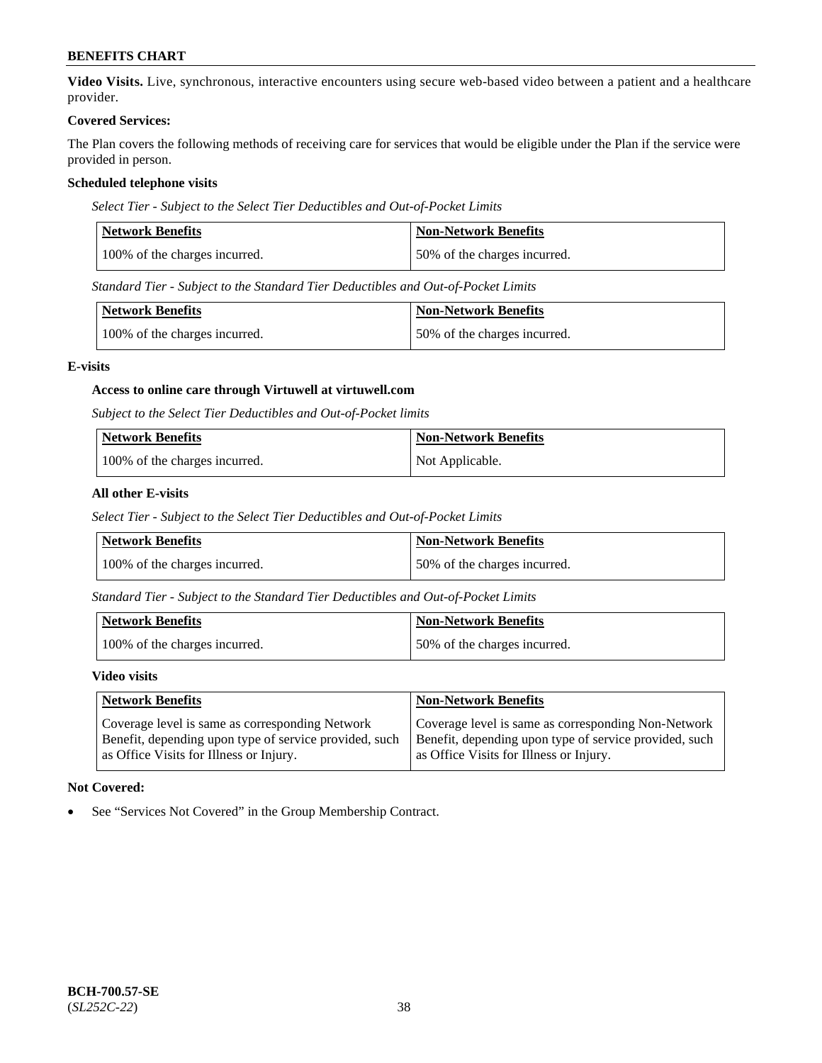**Video Visits.** Live, synchronous, interactive encounters using secure web-based video between a patient and a healthcare provider.

**Covered Services:**

The Plan covers the following methods of receiving care for services that would be eligible under the Plan if the service were provided in person.

**Scheduled telephone visits**

*Select Tier - Subject to the Select Tier Deductibles and Out-of-Pocket Limits*

| Network Benefits | Non-Network Benefits |
|---|---|
| 100% of the charges incurred. | 50% of the charges incurred. |

*Standard Tier - Subject to the Standard Tier Deductibles and Out-of-Pocket Limits*

| Network Benefits | Non-Network Benefits |
|---|---|
| 100% of the charges incurred. | 50% of the charges incurred. |

**E-visits**

**Access to online care through Virtuwell at virtuwell.com**

*Subject to the Select Tier Deductibles and Out-of-Pocket limits*

| Network Benefits | Non-Network Benefits |
|---|---|
| 100% of the charges incurred. | Not Applicable. |

**All other E-visits**

*Select Tier - Subject to the Select Tier Deductibles and Out-of-Pocket Limits*

| Network Benefits | Non-Network Benefits |
|---|---|
| 100% of the charges incurred. | 50% of the charges incurred. |

*Standard Tier - Subject to the Standard Tier Deductibles and Out-of-Pocket Limits*

| Network Benefits | Non-Network Benefits |
|---|---|
| 100% of the charges incurred. | 50% of the charges incurred. |

**Video visits**

| Network Benefits | Non-Network Benefits |
|---|---|
| Coverage level is same as corresponding Network Benefit, depending upon type of service provided, such as Office Visits for Illness or Injury. | Coverage level is same as corresponding Non-Network Benefit, depending upon type of service provided, such as Office Visits for Illness or Injury. |

**Not Covered:**

- See "Services Not Covered" in the Group Membership Contract.

**BCH-700.57-SE**
(*SL252C-22*)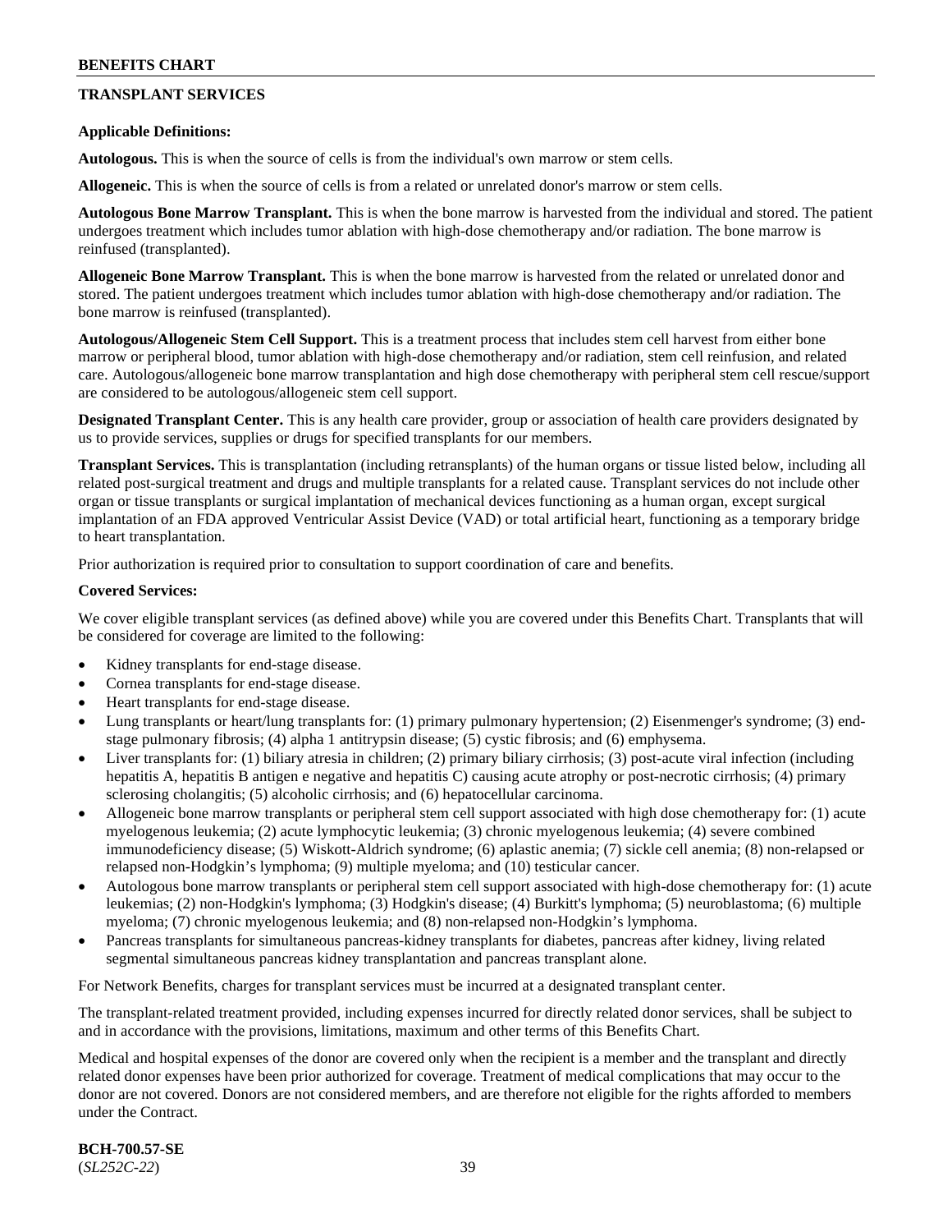## TRANSPLANT SERVICES

**Applicable Definitions:**

**Autologous.** This is when the source of cells is from the individual's own marrow or stem cells.

**Allogeneic.** This is when the source of cells is from a related or unrelated donor's marrow or stem cells.

**Autologous Bone Marrow Transplant.** This is when the bone marrow is harvested from the individual and stored. The patient undergoes treatment which includes tumor ablation with high-dose chemotherapy and/or radiation. The bone marrow is reinfused (transplanted).

**Allogeneic Bone Marrow Transplant.** This is when the bone marrow is harvested from the related or unrelated donor and stored. The patient undergoes treatment which includes tumor ablation with high-dose chemotherapy and/or radiation. The bone marrow is reinfused (transplanted).

**Autologous/Allogeneic Stem Cell Support.** This is a treatment process that includes stem cell harvest from either bone marrow or peripheral blood, tumor ablation with high-dose chemotherapy and/or radiation, stem cell reinfusion, and related care. Autologous/allogeneic bone marrow transplantation and high dose chemotherapy with peripheral stem cell rescue/support are considered to be autologous/allogeneic stem cell support.

**Designated Transplant Center.** This is any health care provider, group or association of health care providers designated by us to provide services, supplies or drugs for specified transplants for our members.

**Transplant Services.** This is transplantation (including retransplants) of the human organs or tissue listed below, including all related post-surgical treatment and drugs and multiple transplants for a related cause. Transplant services do not include other organ or tissue transplants or surgical implantation of mechanical devices functioning as a human organ, except surgical implantation of an FDA approved Ventricular Assist Device (VAD) or total artificial heart, functioning as a temporary bridge to heart transplantation.

Prior authorization is required prior to consultation to support coordination of care and benefits.

**Covered Services:**

We cover eligible transplant services (as defined above) while you are covered under this Benefits Chart. Transplants that will be considered for coverage are limited to the following:

- Kidney transplants for end-stage disease.
- Cornea transplants for end-stage disease.
- Heart transplants for end-stage disease.
- Lung transplants or heart/lung transplants for: (1) primary pulmonary hypertension; (2) Eisenmenger's syndrome; (3) end-stage pulmonary fibrosis; (4) alpha 1 antitrypsin disease; (5) cystic fibrosis; and (6) emphysema.
- Liver transplants for: (1) biliary atresia in children; (2) primary biliary cirrhosis; (3) post-acute viral infection (including hepatitis A, hepatitis B antigen e negative and hepatitis C) causing acute atrophy or post-necrotic cirrhosis; (4) primary sclerosing cholangitis; (5) alcoholic cirrhosis; and (6) hepatocellular carcinoma.
- Allogeneic bone marrow transplants or peripheral stem cell support associated with high dose chemotherapy for: (1) acute myelogenous leukemia; (2) acute lymphocytic leukemia; (3) chronic myelogenous leukemia; (4) severe combined immunodeficiency disease; (5) Wiskott-Aldrich syndrome; (6) aplastic anemia; (7) sickle cell anemia; (8) non-relapsed or relapsed non-Hodgkin's lymphoma; (9) multiple myeloma; and (10) testicular cancer.
- Autologous bone marrow transplants or peripheral stem cell support associated with high-dose chemotherapy for: (1) acute leukemias; (2) non-Hodgkin's lymphoma; (3) Hodgkin's disease; (4) Burkitt's lymphoma; (5) neuroblastoma; (6) multiple myeloma; (7) chronic myelogenous leukemia; and (8) non-relapsed non-Hodgkin's lymphoma.
- Pancreas transplants for simultaneous pancreas-kidney transplants for diabetes, pancreas after kidney, living related segmental simultaneous pancreas kidney transplantation and pancreas transplant alone.

For Network Benefits, charges for transplant services must be incurred at a designated transplant center.

The transplant-related treatment provided, including expenses incurred for directly related donor services, shall be subject to and in accordance with the provisions, limitations, maximum and other terms of this Benefits Chart.

Medical and hospital expenses of the donor are covered only when the recipient is a member and the transplant and directly related donor expenses have been prior authorized for coverage. Treatment of medical complications that may occur to the donor are not covered. Donors are not considered members, and are therefore not eligible for the rights afforded to members under the Contract.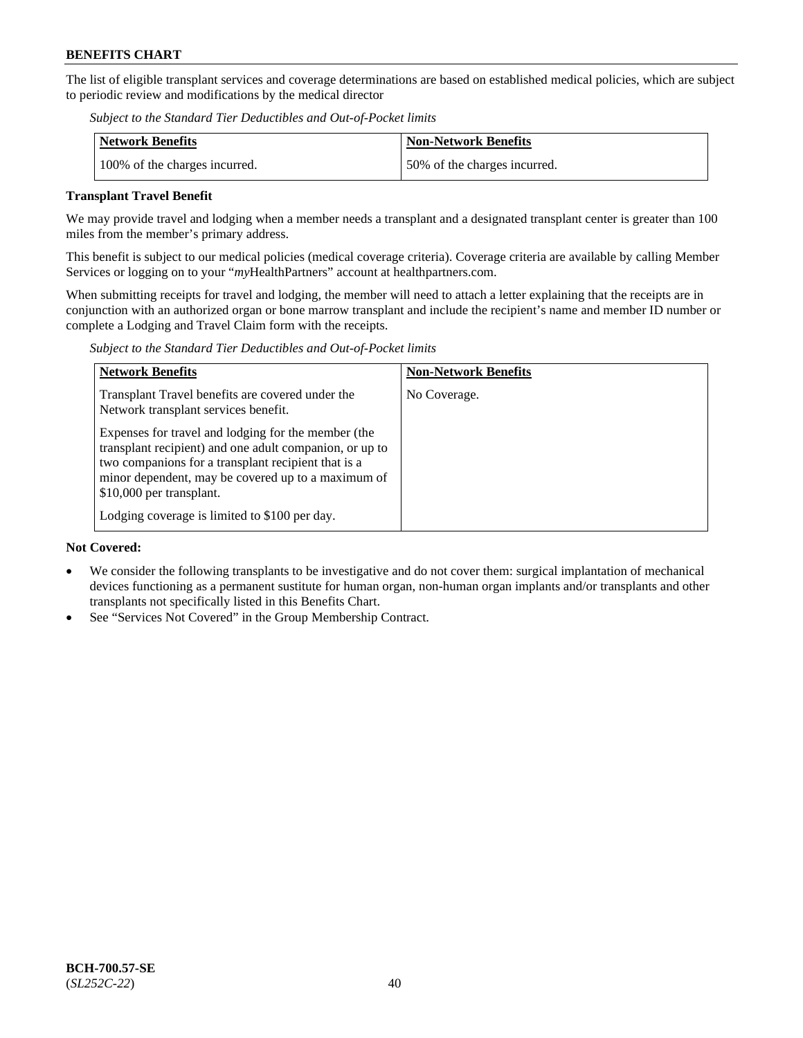The list of eligible transplant services and coverage determinations are based on established medical policies, which are subject to periodic review and modifications by the medical director

*Subject to the Standard Tier Deductibles and Out-of-Pocket limits*

| Network Benefits | Non-Network Benefits |
| --- | --- |
| 100% of the charges incurred. | 50% of the charges incurred. |

**Transplant Travel Benefit**

We may provide travel and lodging when a member needs a transplant and a designated transplant center is greater than 100 miles from the member's primary address.

This benefit is subject to our medical policies (medical coverage criteria). Coverage criteria are available by calling Member Services or logging on to your "*my*HealthPartners" account at healthpartners.com.

When submitting receipts for travel and lodging, the member will need to attach a letter explaining that the receipts are in conjunction with an authorized organ or bone marrow transplant and include the recipient's name and member ID number or complete a Lodging and Travel Claim form with the receipts.

*Subject to the Standard Tier Deductibles and Out-of-Pocket limits*

| Network Benefits | Non-Network Benefits |
| --- | --- |
| Transplant Travel benefits are covered under the Network transplant services benefit.<br><br>Expenses for travel and lodging for the member (the transplant recipient) and one adult companion, or up to two companions for a transplant recipient that is a minor dependent, may be covered up to a maximum of $10,000 per transplant.<br><br>Lodging coverage is limited to $100 per day. | No Coverage. |

**Not Covered:**

- We consider the following transplants to be investigative and do not cover them: surgical implantation of mechanical devices functioning as a permanent sustitute for human organ, non-human organ implants and/or transplants and other transplants not specifically listed in this Benefits Chart.
- See "Services Not Covered" in the Group Membership Contract.

**BCH-700.57-SE**
(*SL252C-22*)